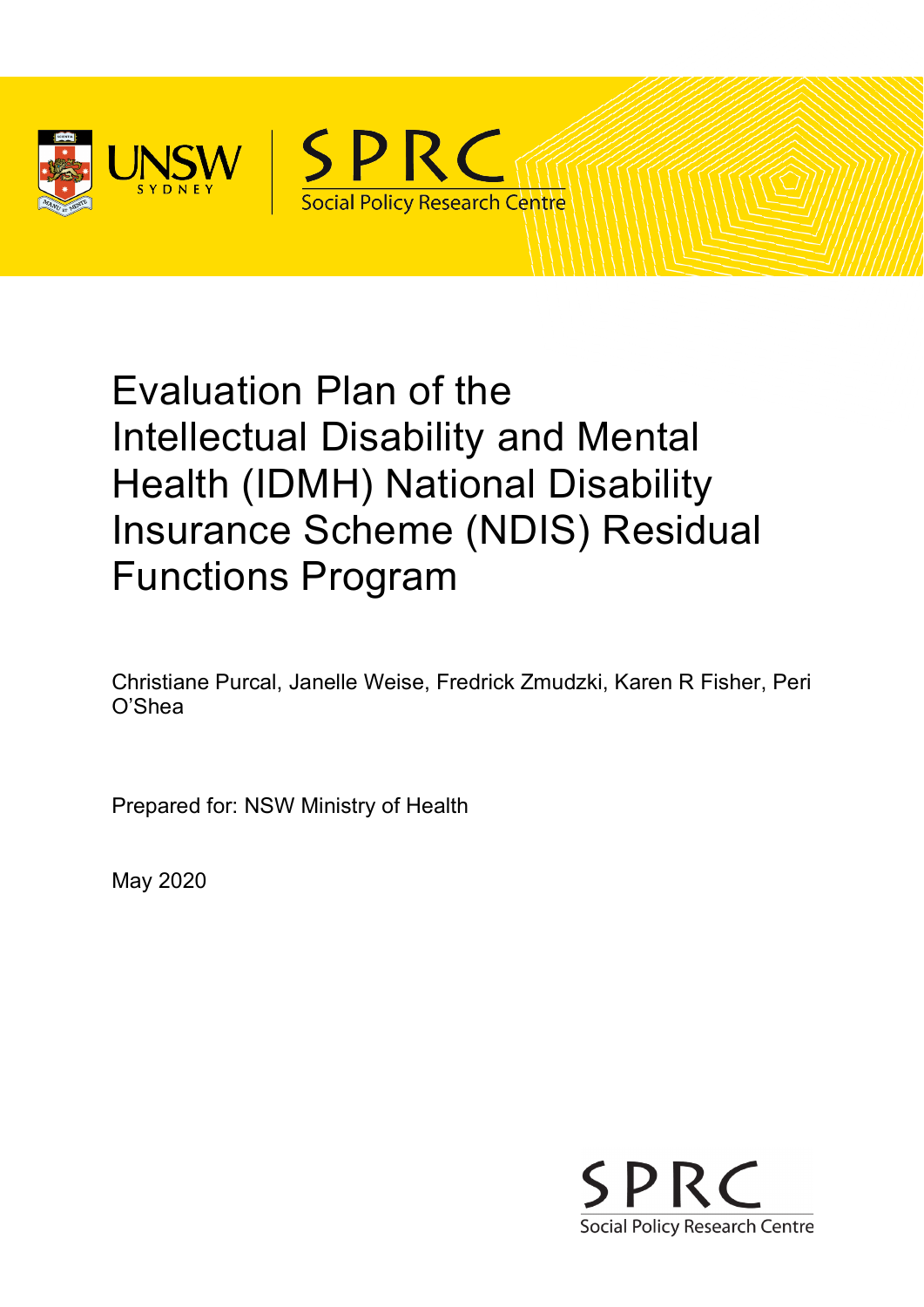# Evaluation Plan of the Intellectual Disability and Mental Health (IDMH) National Disability Insurance Scheme (NDIS) Residual Functions Program

Christiane Purcal, Janelle Weise, Fredrick Zmudzki, Karen R Fisher, Peri O'Shea

Prepared for: NSW Ministry of Health

May 2020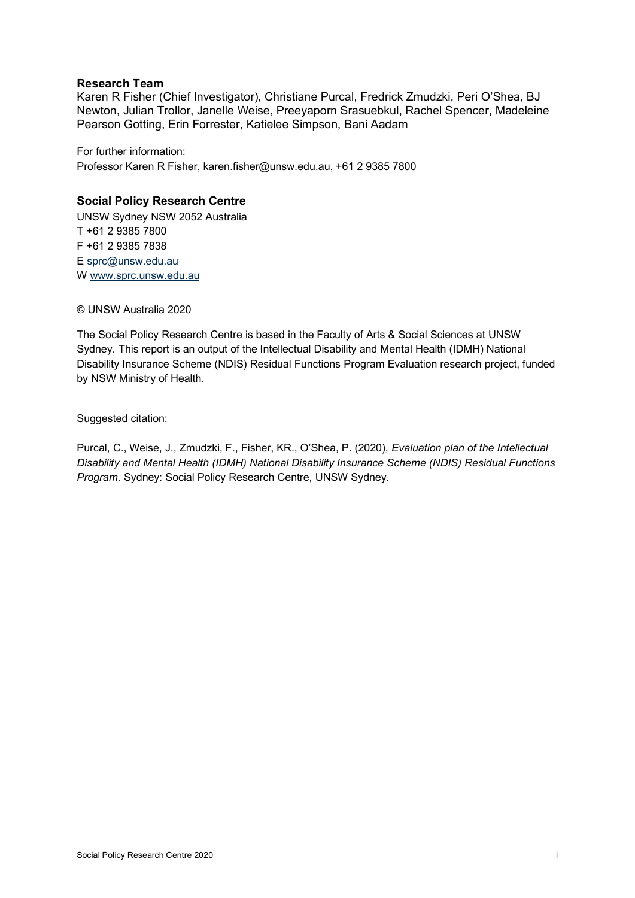**Research Team**

Karen R Fisher (Chief Investigator), Christiane Purcal, Fredrick Zmudzki, Peri O'Shea, BJ Newton, Julian Trollor, Janelle Weise, Preeyaporn Srasuebkul, Rachel Spencer, Madeleine Pearson Gotting, Erin Forrester, Katielee Simpson, Bani Aadam

For further information:
Professor Karen R Fisher, karen.fisher@unsw.edu.au, +61 2 9385 7800

**Social Policy Research Centre**

UNSW Sydney NSW 2052 Australia
T +61 2 9385 7800
F +61 2 9385 7838
E sprc@unsw.edu.au
W www.sprc.unsw.edu.au

© UNSW Australia 2020

The Social Policy Research Centre is based in the Faculty of Arts & Social Sciences at UNSW Sydney. This report is an output of the Intellectual Disability and Mental Health (IDMH) National Disability Insurance Scheme (NDIS) Residual Functions Program Evaluation research project, funded by NSW Ministry of Health.

Suggested citation:

Purcal, C., Weise, J., Zmudzki, F., Fisher, KR., O'Shea, P. (2020), *Evaluation plan of the Intellectual Disability and Mental Health (IDMH) National Disability Insurance Scheme (NDIS) Residual Functions Program.* Sydney: Social Policy Research Centre, UNSW Sydney.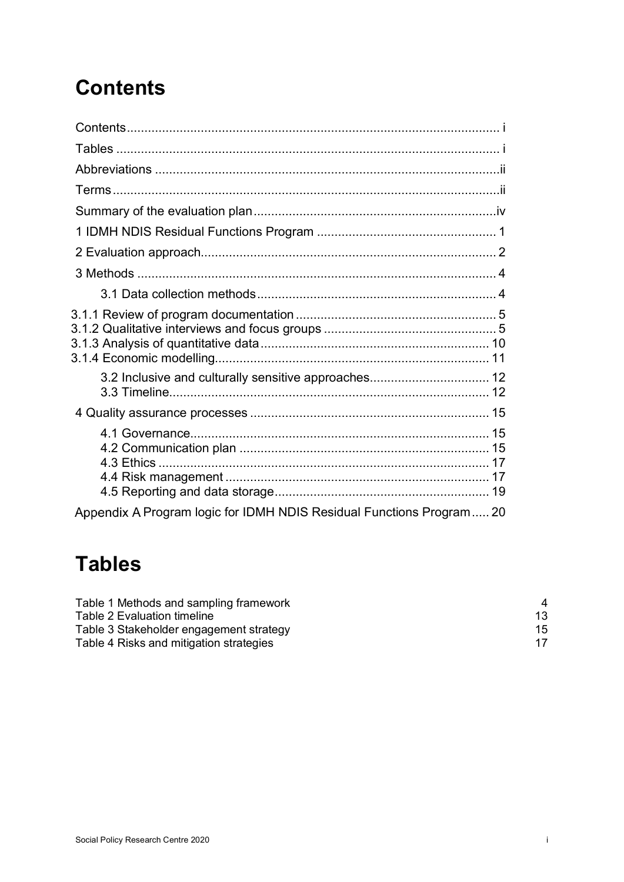# Contents

Contents ..... i
Tables ..... i
Abbreviations ..... ii
Terms ..... ii
Summary of the evaluation plan ..... iv
1 IDMH NDIS Residual Functions Program ..... 1
2 Evaluation approach ..... 2
3 Methods ..... 4
3.1 Data collection methods ..... 4
3.1.1 Review of program documentation ..... 5
3.1.2 Qualitative interviews and focus groups ..... 5
3.1.3 Analysis of quantitative data ..... 10
3.1.4 Economic modelling ..... 11
3.2 Inclusive and culturally sensitive approaches ..... 12
3.3 Timeline ..... 12
4 Quality assurance processes ..... 15
4.1 Governance ..... 15
4.2 Communication plan ..... 15
4.3 Ethics ..... 17
4.4 Risk management ..... 17
4.5 Reporting and data storage ..... 19
Appendix A Program logic for IDMH NDIS Residual Functions Program ..... 20

# Tables

Table 1 Methods and sampling framework ..... 4
Table 2 Evaluation timeline ..... 13
Table 3 Stakeholder engagement strategy ..... 15
Table 4 Risks and mitigation strategies ..... 17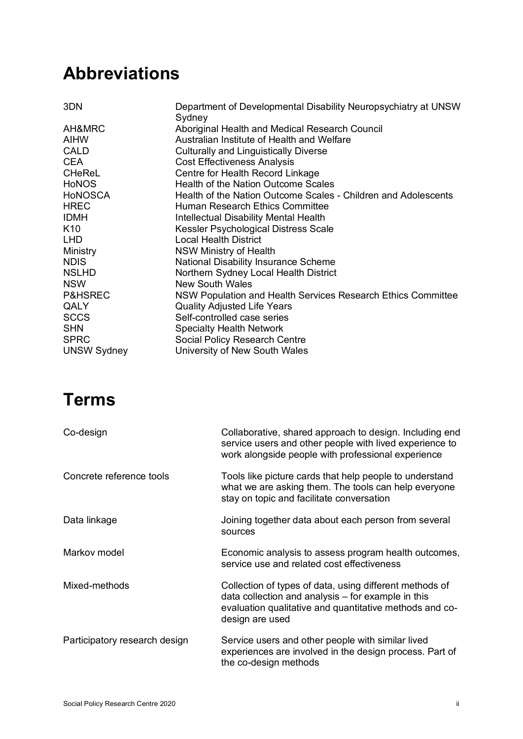# Abbreviations

| | |
|---|---|
| 3DN | Department of Developmental Disability Neuropsychiatry at UNSW Sydney |
| AH&MRC | Aboriginal Health and Medical Research Council |
| AIHW | Australian Institute of Health and Welfare |
| CALD | Culturally and Linguistically Diverse |
| CEA | Cost Effectiveness Analysis |
| CHeReL | Centre for Health Record Linkage |
| HoNOS | Health of the Nation Outcome Scales |
| HoNOSCA | Health of the Nation Outcome Scales - Children and Adolescents |
| HREC | Human Research Ethics Committee |
| IDMH | Intellectual Disability Mental Health |
| K10 | Kessler Psychological Distress Scale |
| LHD | Local Health District |
| Ministry | NSW Ministry of Health |
| NDIS | National Disability Insurance Scheme |
| NSLHD | Northern Sydney Local Health District |
| NSW | New South Wales |
| P&HSREC | NSW Population and Health Services Research Ethics Committee |
| QALY | Quality Adjusted Life Years |
| SCCS | Self-controlled case series |
| SHN | Specialty Health Network |
| SPRC | Social Policy Research Centre |
| UNSW Sydney | University of New South Wales |

# Terms

| | |
|---|---|
| Co-design | Collaborative, shared approach to design. Including end service users and other people with lived experience to work alongside people with professional experience |
| Concrete reference tools | Tools like picture cards that help people to understand what we are asking them. The tools can help everyone stay on topic and facilitate conversation |
| Data linkage | Joining together data about each person from several sources |
| Markov model | Economic analysis to assess program health outcomes, service use and related cost effectiveness |
| Mixed-methods | Collection of types of data, using different methods of data collection and analysis – for example in this evaluation qualitative and quantitative methods and co-design are used |
| Participatory research design | Service users and other people with similar lived experiences are involved in the design process. Part of the co-design methods |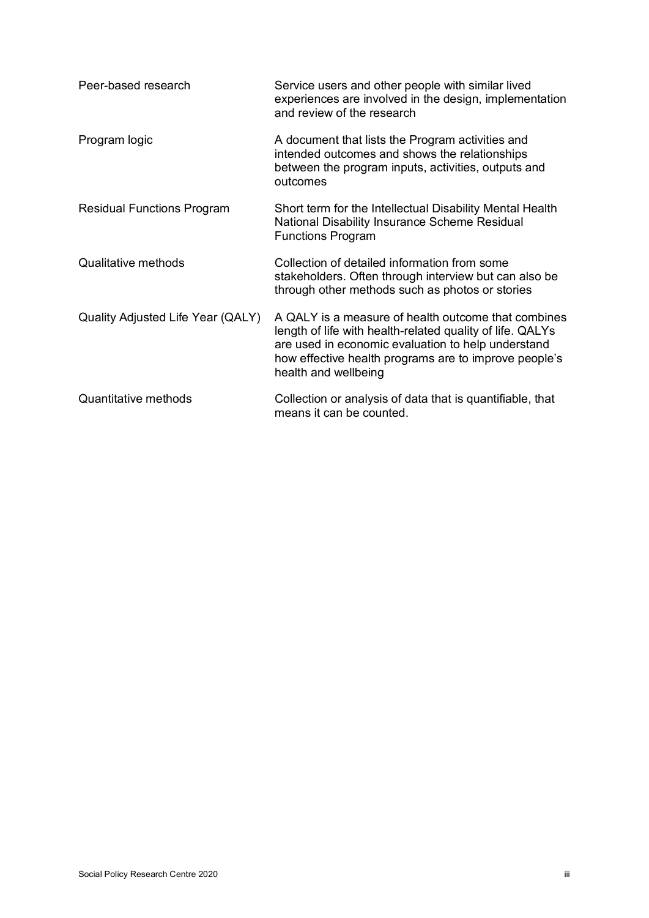| | |
|---|---|
| Peer-based research | Service users and other people with similar lived experiences are involved in the design, implementation and review of the research |
| Program logic | A document that lists the Program activities and intended outcomes and shows the relationships between the program inputs, activities, outputs and outcomes |
| Residual Functions Program | Short term for the Intellectual Disability Mental Health National Disability Insurance Scheme Residual Functions Program |
| Qualitative methods | Collection of detailed information from some stakeholders. Often through interview but can also be through other methods such as photos or stories |
| Quality Adjusted Life Year (QALY) | A QALY is a measure of health outcome that combines length of life with health-related quality of life. QALYs are used in economic evaluation to help understand how effective health programs are to improve people's health and wellbeing |
| Quantitative methods | Collection or analysis of data that is quantifiable, that means it can be counted. |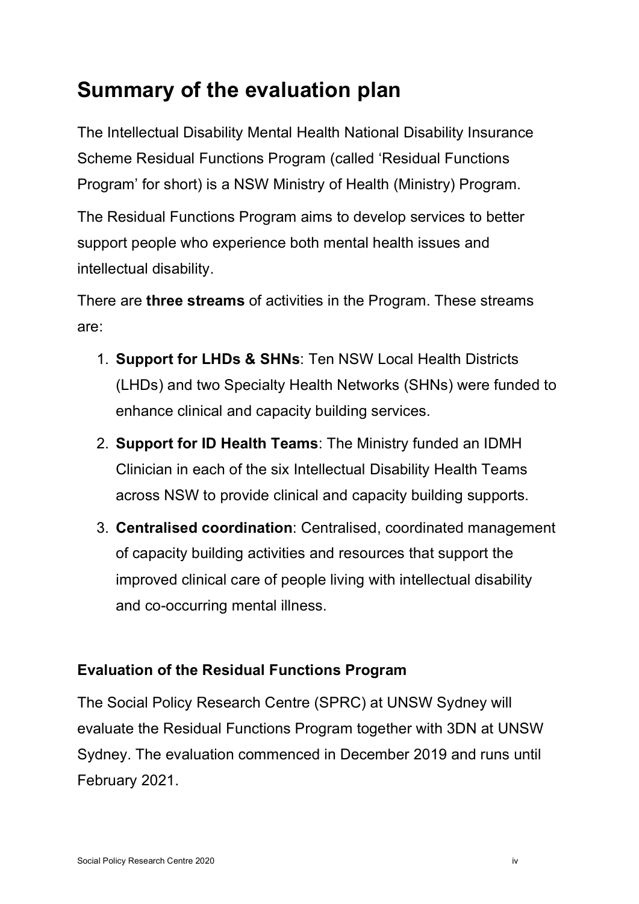# Summary of the evaluation plan

The Intellectual Disability Mental Health National Disability Insurance Scheme Residual Functions Program (called 'Residual Functions Program' for short) is a NSW Ministry of Health (Ministry) Program.

The Residual Functions Program aims to develop services to better support people who experience both mental health issues and intellectual disability.

There are **three streams** of activities in the Program. These streams are:

1. **Support for LHDs & SHNs**: Ten NSW Local Health Districts (LHDs) and two Specialty Health Networks (SHNs) were funded to enhance clinical and capacity building services.
2. **Support for ID Health Teams**: The Ministry funded an IDMH Clinician in each of the six Intellectual Disability Health Teams across NSW to provide clinical and capacity building supports.
3. **Centralised coordination**: Centralised, coordinated management of capacity building activities and resources that support the improved clinical care of people living with intellectual disability and co-occurring mental illness.

### Evaluation of the Residual Functions Program

The Social Policy Research Centre (SPRC) at UNSW Sydney will evaluate the Residual Functions Program together with 3DN at UNSW Sydney. The evaluation commenced in December 2019 and runs until February 2021.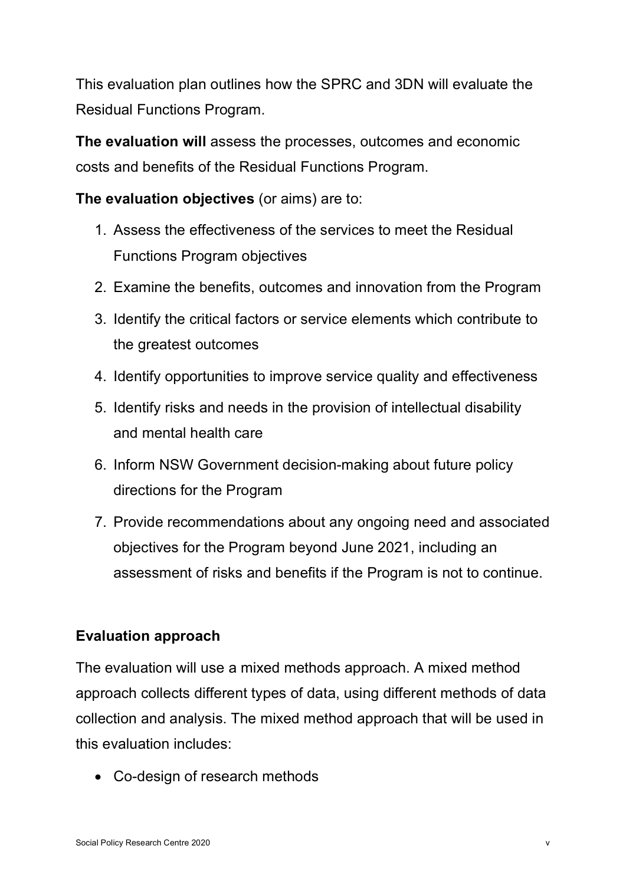This evaluation plan outlines how the SPRC and 3DN will evaluate the Residual Functions Program.

**The evaluation will** assess the processes, outcomes and economic costs and benefits of the Residual Functions Program.

**The evaluation objectives** (or aims) are to:

1. Assess the effectiveness of the services to meet the Residual Functions Program objectives
2. Examine the benefits, outcomes and innovation from the Program
3. Identify the critical factors or service elements which contribute to the greatest outcomes
4. Identify opportunities to improve service quality and effectiveness
5. Identify risks and needs in the provision of intellectual disability and mental health care
6. Inform NSW Government decision-making about future policy directions for the Program
7. Provide recommendations about any ongoing need and associated objectives for the Program beyond June 2021, including an assessment of risks and benefits if the Program is not to continue.

### Evaluation approach

The evaluation will use a mixed methods approach. A mixed method approach collects different types of data, using different methods of data collection and analysis. The mixed method approach that will be used in this evaluation includes:

- Co-design of research methods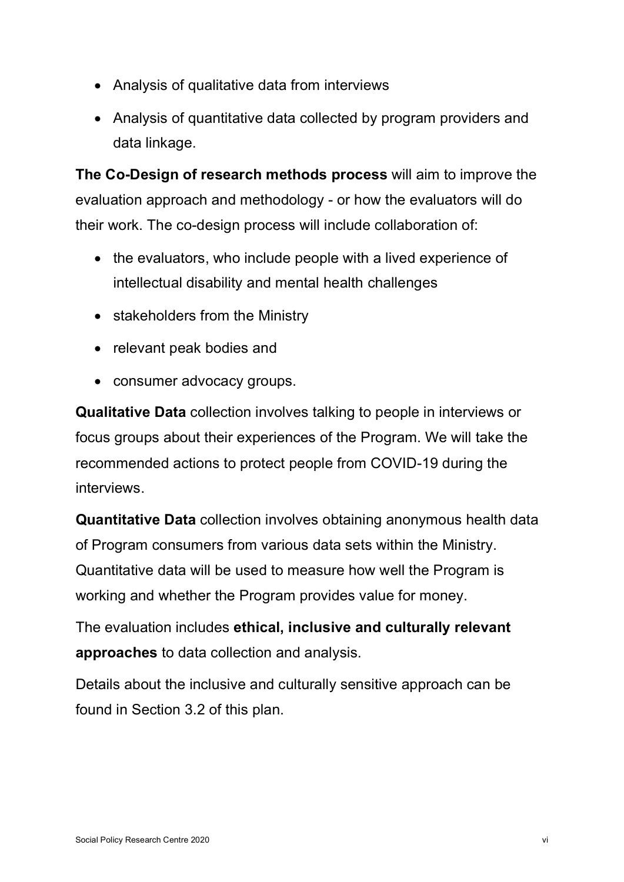- Analysis of qualitative data from interviews
- Analysis of quantitative data collected by program providers and data linkage.

**The Co-Design of research methods process** will aim to improve the evaluation approach and methodology - or how the evaluators will do their work. The co-design process will include collaboration of:

- the evaluators, who include people with a lived experience of intellectual disability and mental health challenges
- stakeholders from the Ministry
- relevant peak bodies and
- consumer advocacy groups.

**Qualitative Data** collection involves talking to people in interviews or focus groups about their experiences of the Program. We will take the recommended actions to protect people from COVID-19 during the interviews.

**Quantitative Data** collection involves obtaining anonymous health data of Program consumers from various data sets within the Ministry. Quantitative data will be used to measure how well the Program is working and whether the Program provides value for money.

The evaluation includes **ethical, inclusive and culturally relevant approaches** to data collection and analysis.

Details about the inclusive and culturally sensitive approach can be found in Section 3.2 of this plan.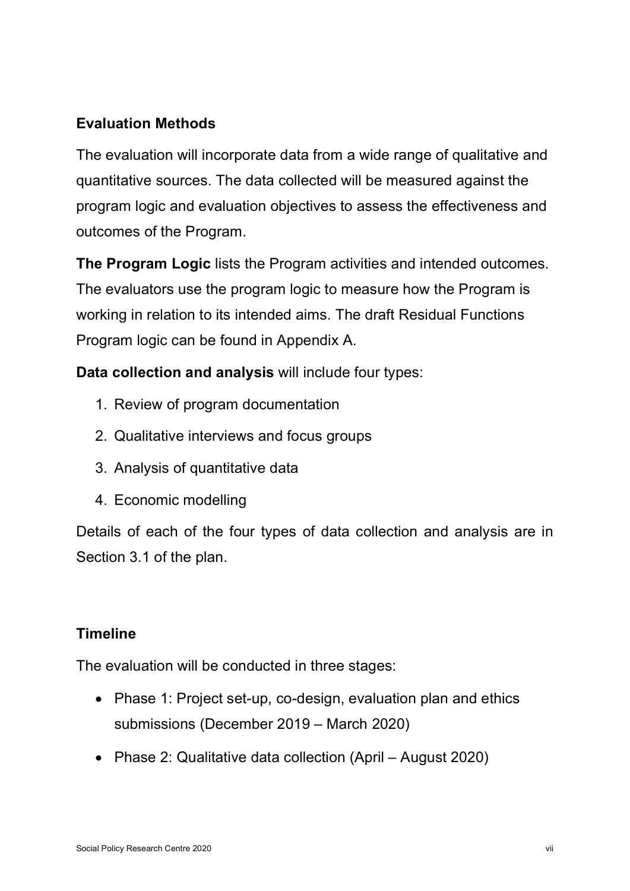## Evaluation Methods

The evaluation will incorporate data from a wide range of qualitative and quantitative sources. The data collected will be measured against the program logic and evaluation objectives to assess the effectiveness and outcomes of the Program.

**The Program Logic** lists the Program activities and intended outcomes. The evaluators use the program logic to measure how the Program is working in relation to its intended aims. The draft Residual Functions Program logic can be found in Appendix A.

**Data collection and analysis** will include four types:

1. Review of program documentation
2. Qualitative interviews and focus groups
3. Analysis of quantitative data
4. Economic modelling

Details of each of the four types of data collection and analysis are in Section 3.1 of the plan.

## Timeline

The evaluation will be conducted in three stages:

- Phase 1: Project set-up, co-design, evaluation plan and ethics submissions (December 2019 – March 2020)
- Phase 2: Qualitative data collection (April – August 2020)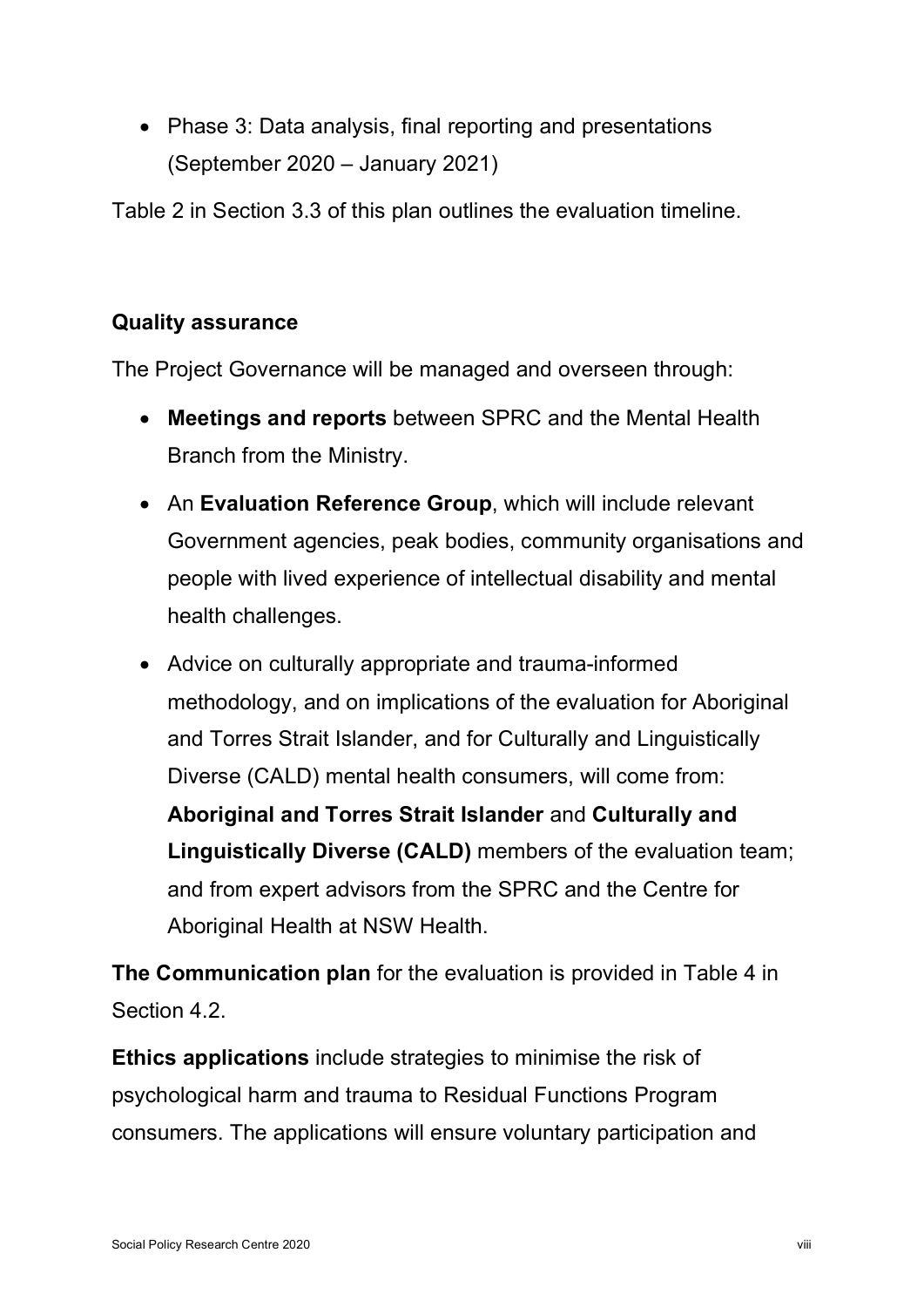- Phase 3: Data analysis, final reporting and presentations (September 2020 – January 2021)

Table 2 in Section 3.3 of this plan outlines the evaluation timeline.

**Quality assurance**

The Project Governance will be managed and overseen through:

- **Meetings and reports** between SPRC and the Mental Health Branch from the Ministry.
- An **Evaluation Reference Group**, which will include relevant Government agencies, peak bodies, community organisations and people with lived experience of intellectual disability and mental health challenges.
- Advice on culturally appropriate and trauma-informed methodology, and on implications of the evaluation for Aboriginal and Torres Strait Islander, and for Culturally and Linguistically Diverse (CALD) mental health consumers, will come from: **Aboriginal and Torres Strait Islander** and **Culturally and Linguistically Diverse (CALD)** members of the evaluation team; and from expert advisors from the SPRC and the Centre for Aboriginal Health at NSW Health.

**The Communication plan** for the evaluation is provided in Table 4 in Section 4.2.

**Ethics applications** include strategies to minimise the risk of psychological harm and trauma to Residual Functions Program consumers. The applications will ensure voluntary participation and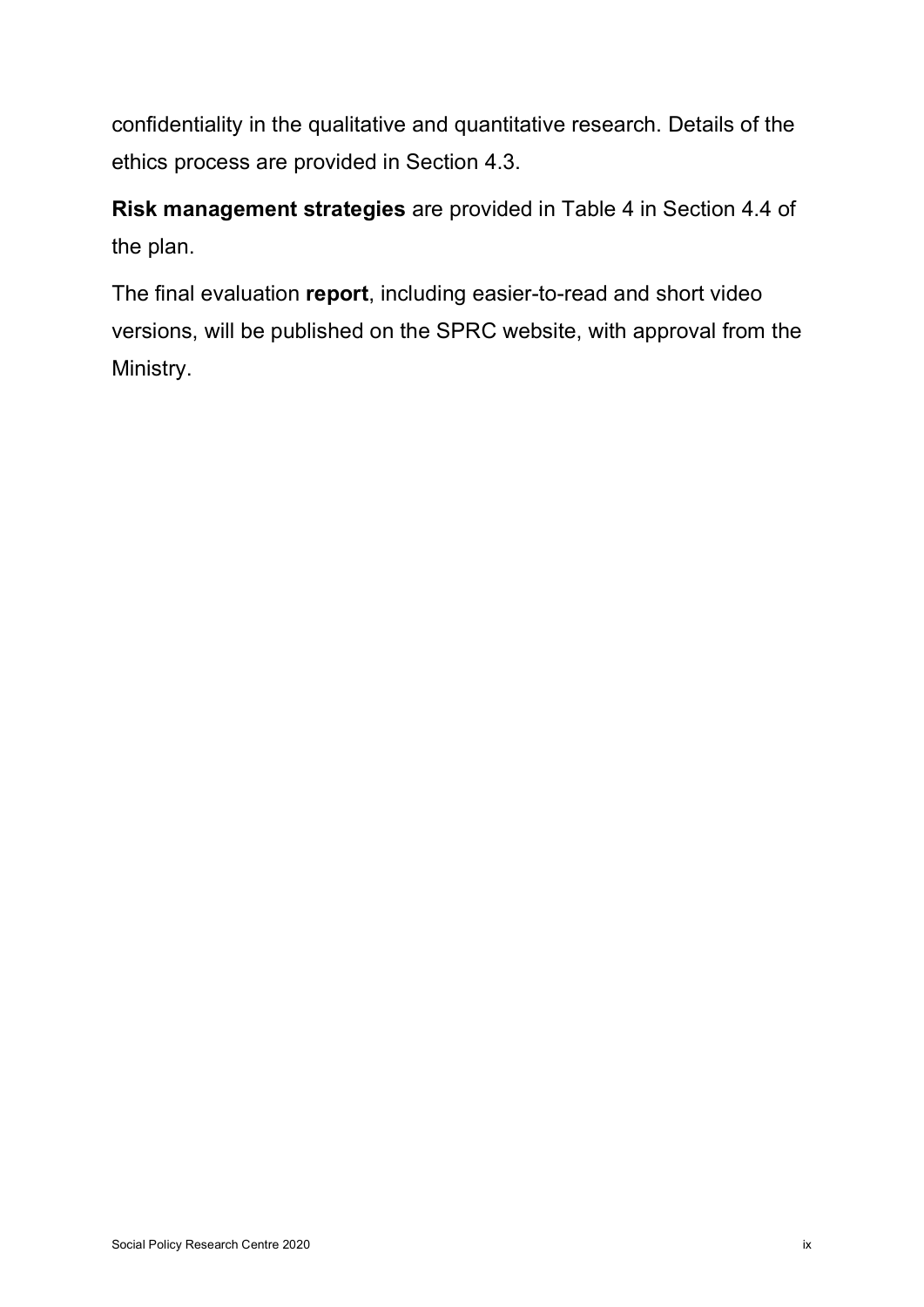confidentiality in the qualitative and quantitative research. Details of the ethics process are provided in Section 4.3.

**Risk management strategies** are provided in Table 4 in Section 4.4 of the plan.

The final evaluation **report**, including easier-to-read and short video versions, will be published on the SPRC website, with approval from the Ministry.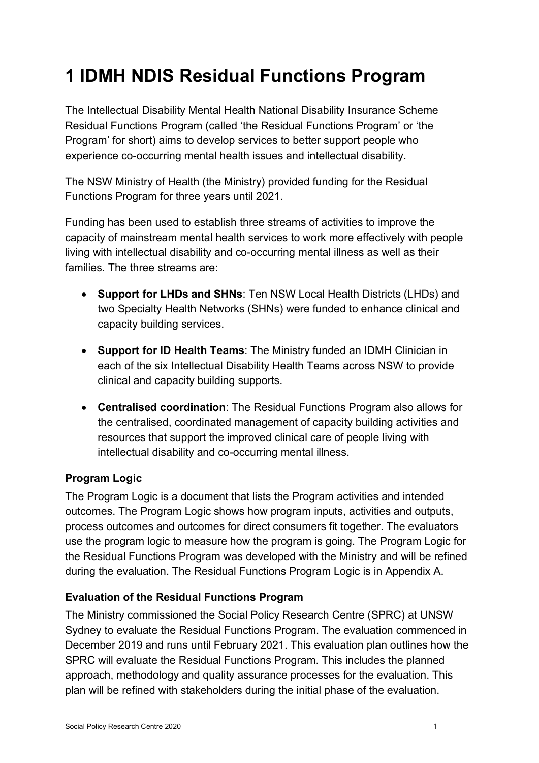# 1 IDMH NDIS Residual Functions Program

The Intellectual Disability Mental Health National Disability Insurance Scheme Residual Functions Program (called 'the Residual Functions Program' or 'the Program' for short) aims to develop services to better support people who experience co-occurring mental health issues and intellectual disability.

The NSW Ministry of Health (the Ministry) provided funding for the Residual Functions Program for three years until 2021.

Funding has been used to establish three streams of activities to improve the capacity of mainstream mental health services to work more effectively with people living with intellectual disability and co-occurring mental illness as well as their families. The three streams are:

- **Support for LHDs and SHNs**: Ten NSW Local Health Districts (LHDs) and two Specialty Health Networks (SHNs) were funded to enhance clinical and capacity building services.
- **Support for ID Health Teams**: The Ministry funded an IDMH Clinician in each of the six Intellectual Disability Health Teams across NSW to provide clinical and capacity building supports.
- **Centralised coordination**: The Residual Functions Program also allows for the centralised, coordinated management of capacity building activities and resources that support the improved clinical care of people living with intellectual disability and co-occurring mental illness.

### Program Logic

The Program Logic is a document that lists the Program activities and intended outcomes. The Program Logic shows how program inputs, activities and outputs, process outcomes and outcomes for direct consumers fit together. The evaluators use the program logic to measure how the program is going. The Program Logic for the Residual Functions Program was developed with the Ministry and will be refined during the evaluation. The Residual Functions Program Logic is in Appendix A.

### Evaluation of the Residual Functions Program

The Ministry commissioned the Social Policy Research Centre (SPRC) at UNSW Sydney to evaluate the Residual Functions Program. The evaluation commenced in December 2019 and runs until February 2021. This evaluation plan outlines how the SPRC will evaluate the Residual Functions Program. This includes the planned approach, methodology and quality assurance processes for the evaluation. This plan will be refined with stakeholders during the initial phase of the evaluation.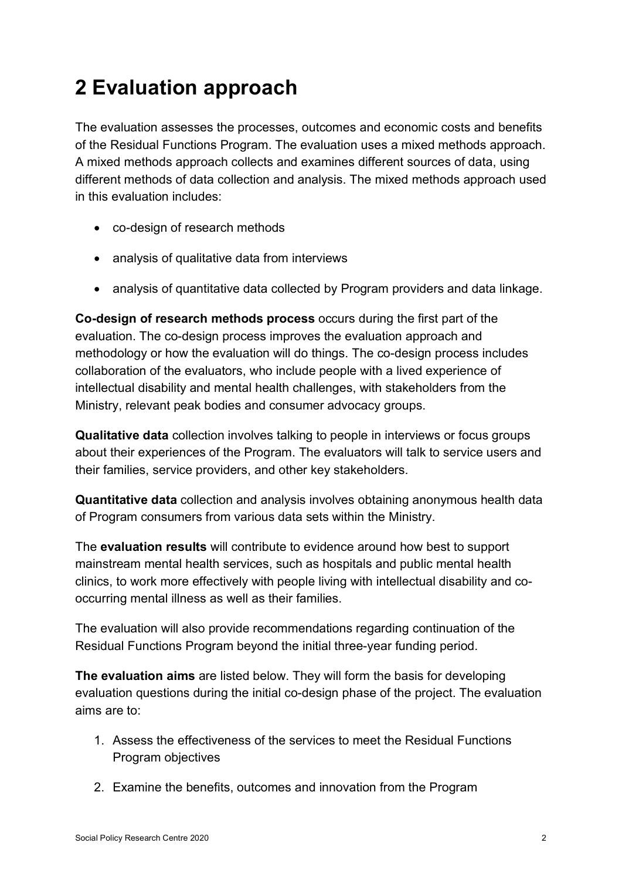# 2 Evaluation approach

The evaluation assesses the processes, outcomes and economic costs and benefits of the Residual Functions Program. The evaluation uses a mixed methods approach. A mixed methods approach collects and examines different sources of data, using different methods of data collection and analysis. The mixed methods approach used in this evaluation includes:

- co-design of research methods
- analysis of qualitative data from interviews
- analysis of quantitative data collected by Program providers and data linkage.

**Co-design of research methods process** occurs during the first part of the evaluation. The co-design process improves the evaluation approach and methodology or how the evaluation will do things. The co-design process includes collaboration of the evaluators, who include people with a lived experience of intellectual disability and mental health challenges, with stakeholders from the Ministry, relevant peak bodies and consumer advocacy groups.

**Qualitative data** collection involves talking to people in interviews or focus groups about their experiences of the Program. The evaluators will talk to service users and their families, service providers, and other key stakeholders.

**Quantitative data** collection and analysis involves obtaining anonymous health data of Program consumers from various data sets within the Ministry.

The **evaluation results** will contribute to evidence around how best to support mainstream mental health services, such as hospitals and public mental health clinics, to work more effectively with people living with intellectual disability and co-occurring mental illness as well as their families.

The evaluation will also provide recommendations regarding continuation of the Residual Functions Program beyond the initial three-year funding period.

**The evaluation aims** are listed below. They will form the basis for developing evaluation questions during the initial co-design phase of the project. The evaluation aims are to:

1. Assess the effectiveness of the services to meet the Residual Functions Program objectives
2. Examine the benefits, outcomes and innovation from the Program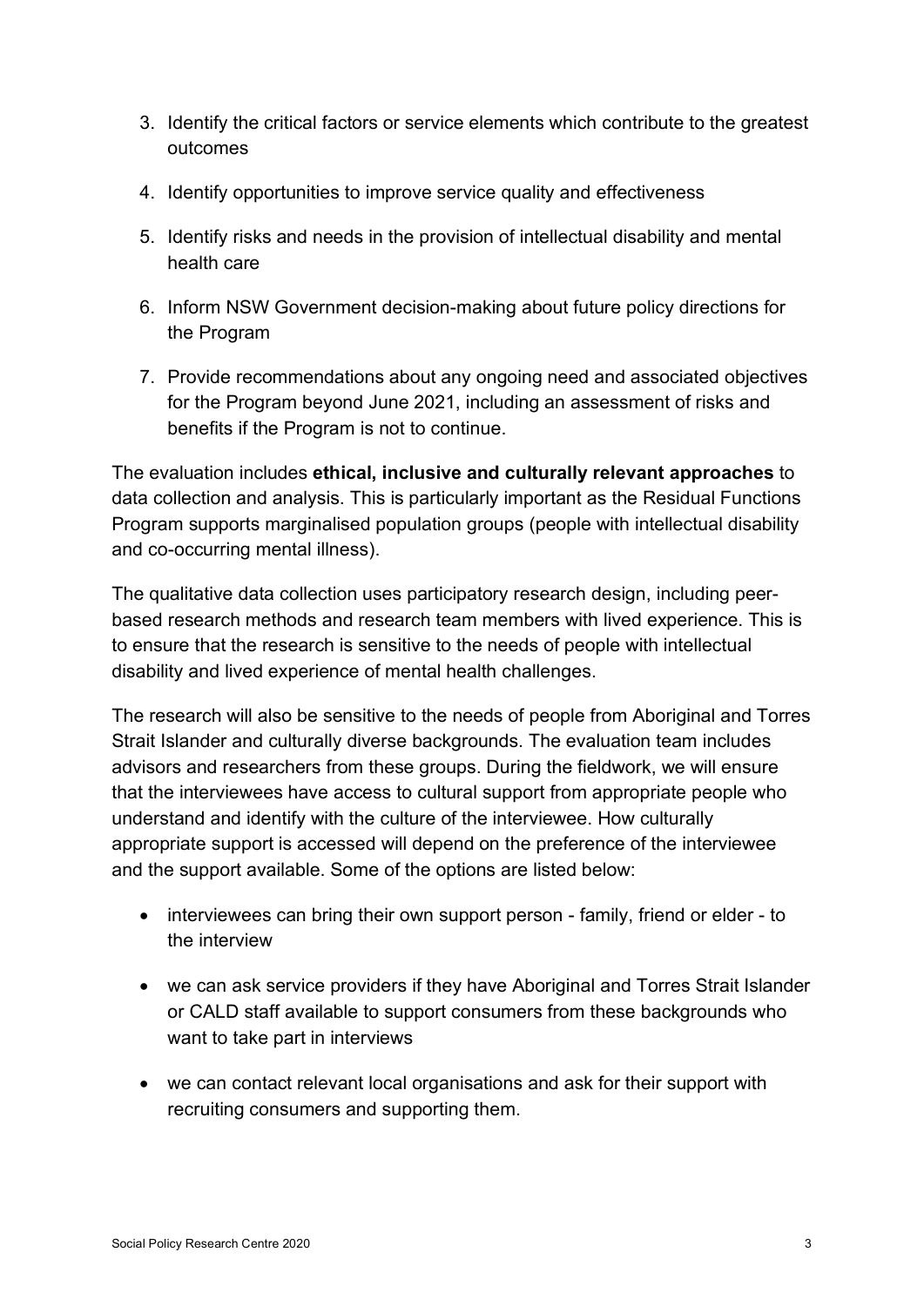3. Identify the critical factors or service elements which contribute to the greatest outcomes
4. Identify opportunities to improve service quality and effectiveness
5. Identify risks and needs in the provision of intellectual disability and mental health care
6. Inform NSW Government decision-making about future policy directions for the Program
7. Provide recommendations about any ongoing need and associated objectives for the Program beyond June 2021, including an assessment of risks and benefits if the Program is not to continue.

The evaluation includes **ethical, inclusive and culturally relevant approaches** to data collection and analysis. This is particularly important as the Residual Functions Program supports marginalised population groups (people with intellectual disability and co-occurring mental illness).

The qualitative data collection uses participatory research design, including peer-based research methods and research team members with lived experience. This is to ensure that the research is sensitive to the needs of people with intellectual disability and lived experience of mental health challenges.

The research will also be sensitive to the needs of people from Aboriginal and Torres Strait Islander and culturally diverse backgrounds. The evaluation team includes advisors and researchers from these groups. During the fieldwork, we will ensure that the interviewees have access to cultural support from appropriate people who understand and identify with the culture of the interviewee. How culturally appropriate support is accessed will depend on the preference of the interviewee and the support available. Some of the options are listed below:

- interviewees can bring their own support person - family, friend or elder - to the interview
- we can ask service providers if they have Aboriginal and Torres Strait Islander or CALD staff available to support consumers from these backgrounds who want to take part in interviews
- we can contact relevant local organisations and ask for their support with recruiting consumers and supporting them.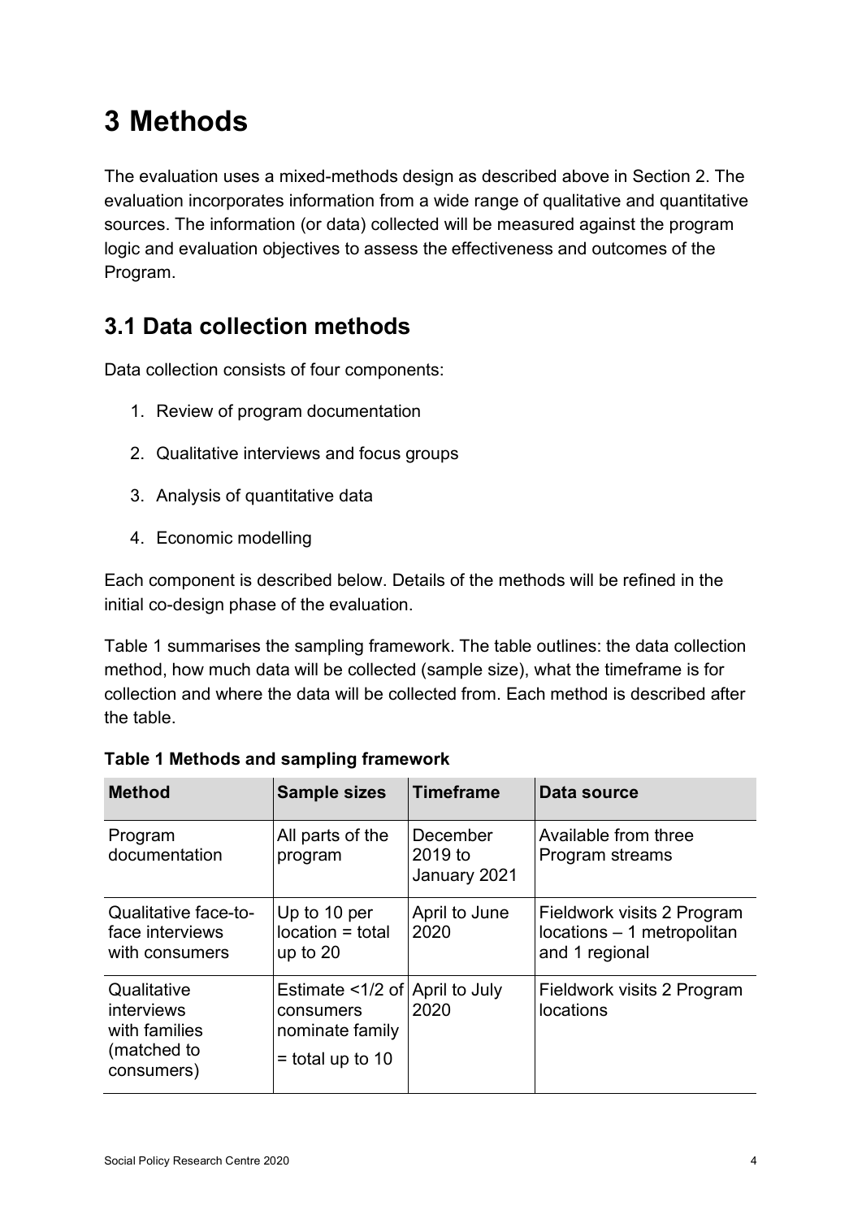# 3 Methods

The evaluation uses a mixed-methods design as described above in Section 2. The evaluation incorporates information from a wide range of qualitative and quantitative sources. The information (or data) collected will be measured against the program logic and evaluation objectives to assess the effectiveness and outcomes of the Program.

## 3.1 Data collection methods

Data collection consists of four components:

1. Review of program documentation
2. Qualitative interviews and focus groups
3. Analysis of quantitative data
4. Economic modelling

Each component is described below. Details of the methods will be refined in the initial co-design phase of the evaluation.

Table 1 summarises the sampling framework. The table outlines: the data collection method, how much data will be collected (sample size), what the timeframe is for collection and where the data will be collected from. Each method is described after the table.

**Table 1 Methods and sampling framework**

| Method | Sample sizes | Timeframe | Data source |
| --- | --- | --- | --- |
| Program documentation | All parts of the program | December 2019 to January 2021 | Available from three Program streams |
| Qualitative face-to-face interviews with consumers | Up to 10 per location = total up to 20 | April to June 2020 | Fieldwork visits 2 Program locations – 1 metropolitan and 1 regional |
| Qualitative interviews with families (matched to consumers) | Estimate <1/2 of consumers nominate family = total up to 10 | April to July 2020 | Fieldwork visits 2 Program locations |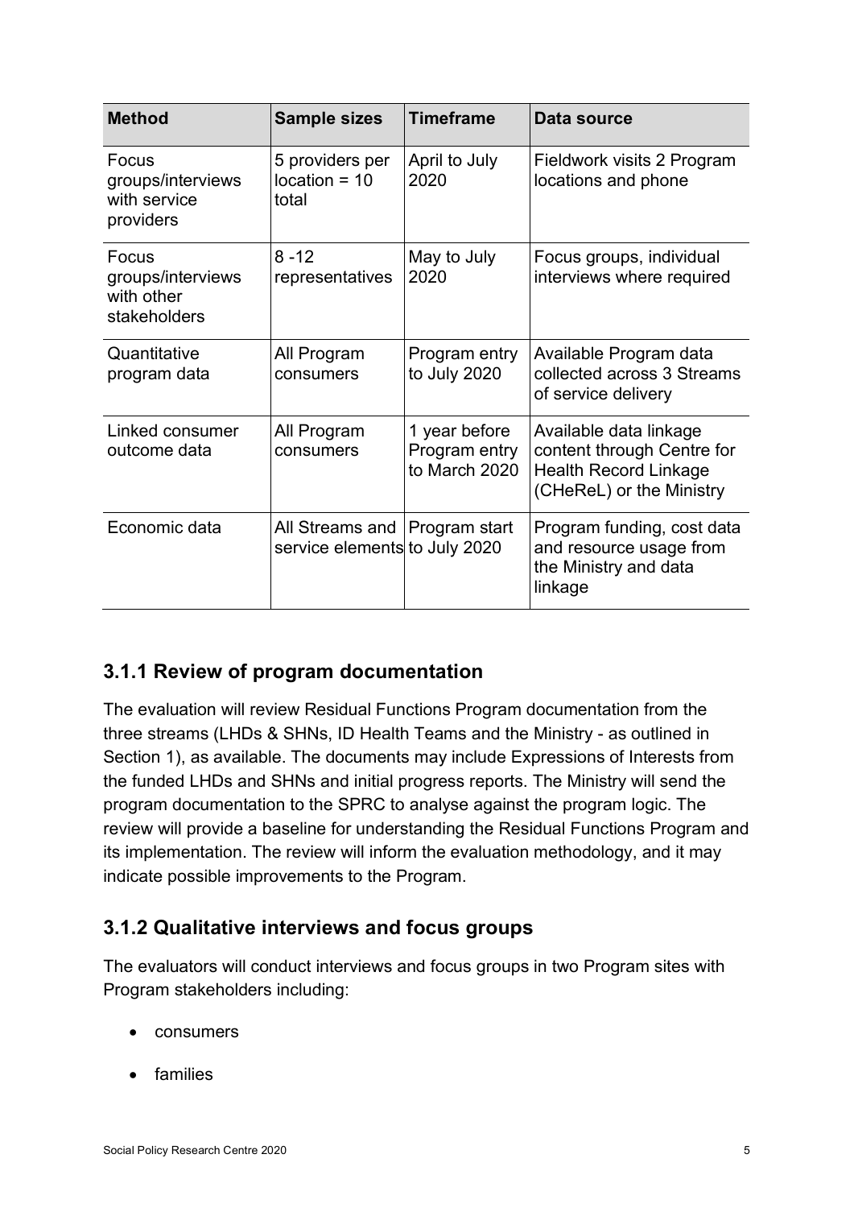| Method | Sample sizes | Timeframe | Data source |
|---|---|---|---|
| Focus groups/interviews with service providers | 5 providers per location = 10 total | April to July 2020 | Fieldwork visits 2 Program locations and phone |
| Focus groups/interviews with other stakeholders | 8 -12 representatives | May to July 2020 | Focus groups, individual interviews where required |
| Quantitative program data | All Program consumers | Program entry to July 2020 | Available Program data collected across 3 Streams of service delivery |
| Linked consumer outcome data | All Program consumers | 1 year before Program entry to March 2020 | Available data linkage content through Centre for Health Record Linkage (CHeReL) or the Ministry |
| Economic data | All Streams and service elements | Program start to July 2020 | Program funding, cost data and resource usage from the Ministry and data linkage |

### 3.1.1 Review of program documentation

The evaluation will review Residual Functions Program documentation from the three streams (LHDs & SHNs, ID Health Teams and the Ministry - as outlined in Section 1), as available. The documents may include Expressions of Interests from the funded LHDs and SHNs and initial progress reports. The Ministry will send the program documentation to the SPRC to analyse against the program logic. The review will provide a baseline for understanding the Residual Functions Program and its implementation. The review will inform the evaluation methodology, and it may indicate possible improvements to the Program.

### 3.1.2 Qualitative interviews and focus groups

The evaluators will conduct interviews and focus groups in two Program sites with Program stakeholders including:

- consumers
- families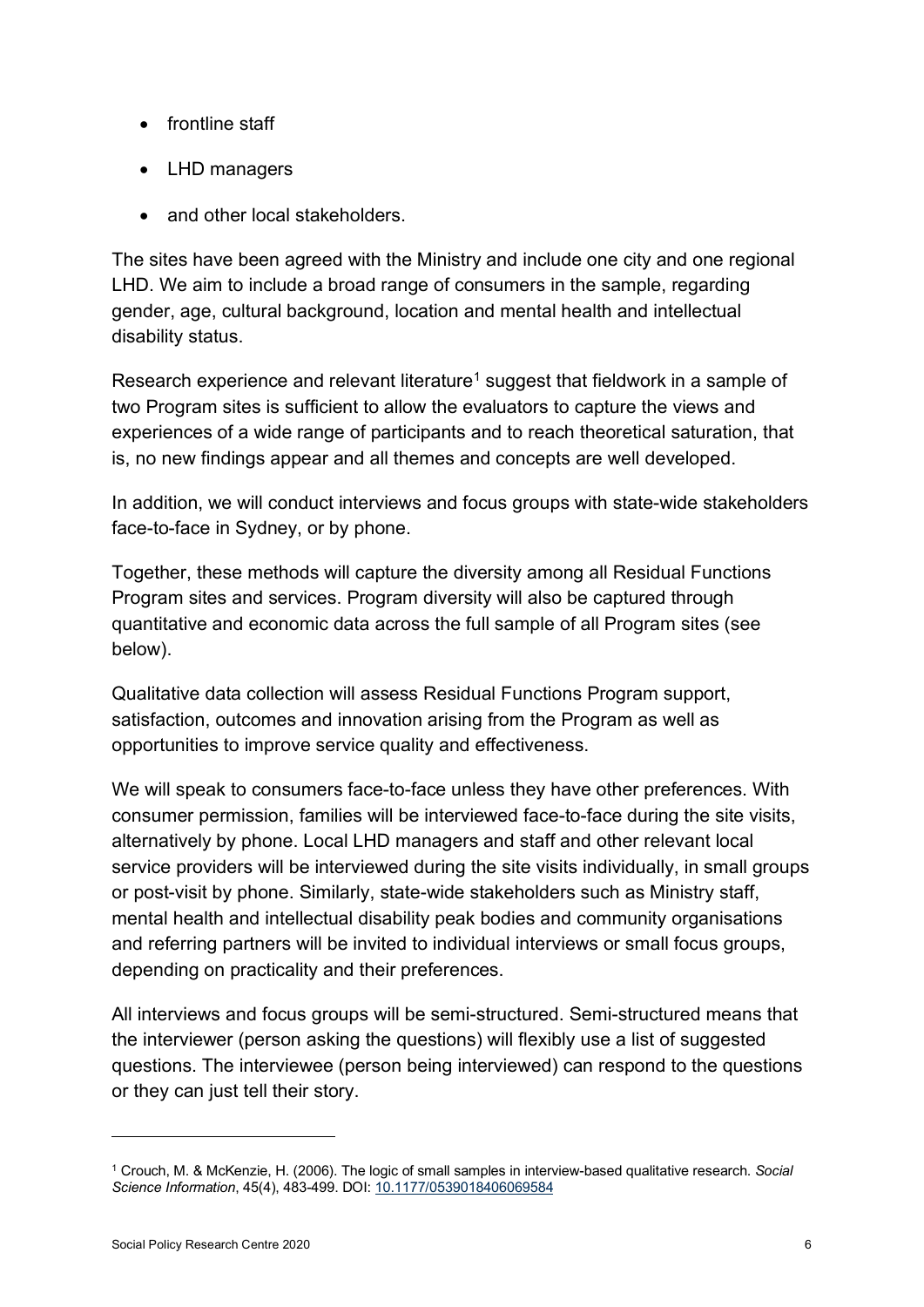- frontline staff
- LHD managers
- and other local stakeholders.

The sites have been agreed with the Ministry and include one city and one regional LHD. We aim to include a broad range of consumers in the sample, regarding gender, age, cultural background, location and mental health and intellectual disability status.

Research experience and relevant literature[1] suggest that fieldwork in a sample of two Program sites is sufficient to allow the evaluators to capture the views and experiences of a wide range of participants and to reach theoretical saturation, that is, no new findings appear and all themes and concepts are well developed.

In addition, we will conduct interviews and focus groups with state-wide stakeholders face-to-face in Sydney, or by phone.

Together, these methods will capture the diversity among all Residual Functions Program sites and services. Program diversity will also be captured through quantitative and economic data across the full sample of all Program sites (see below).

Qualitative data collection will assess Residual Functions Program support, satisfaction, outcomes and innovation arising from the Program as well as opportunities to improve service quality and effectiveness.

We will speak to consumers face-to-face unless they have other preferences. With consumer permission, families will be interviewed face-to-face during the site visits, alternatively by phone. Local LHD managers and staff and other relevant local service providers will be interviewed during the site visits individually, in small groups or post-visit by phone. Similarly, state-wide stakeholders such as Ministry staff, mental health and intellectual disability peak bodies and community organisations and referring partners will be invited to individual interviews or small focus groups, depending on practicality and their preferences.

All interviews and focus groups will be semi-structured. Semi-structured means that the interviewer (person asking the questions) will flexibly use a list of suggested questions. The interviewee (person being interviewed) can respond to the questions or they can just tell their story.

---

[1] Crouch, M. & McKenzie, H. (2006). The logic of small samples in interview-based qualitative research. *Social Science Information*, 45(4), 483-499. DOI: 10.1177/0539018406069584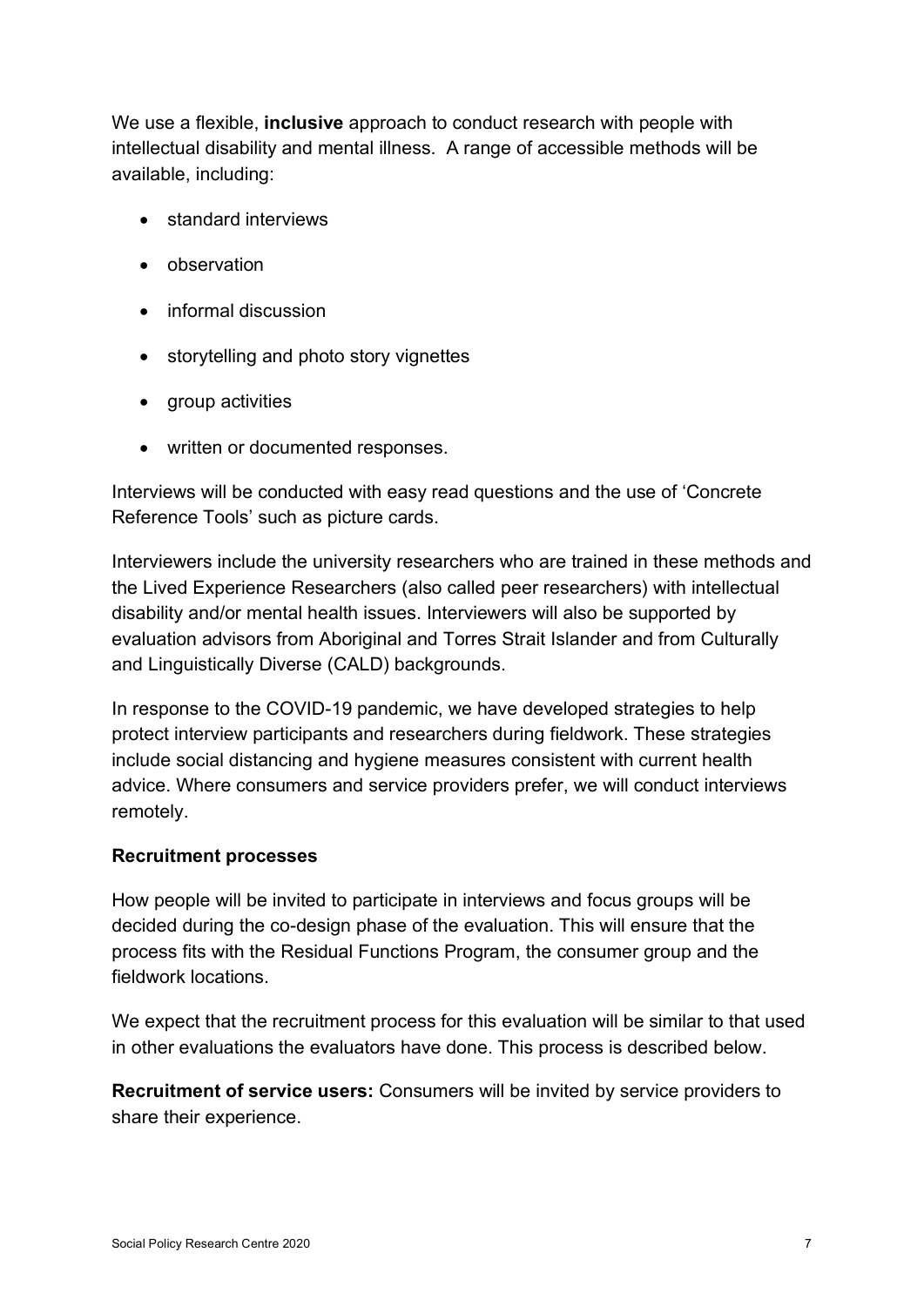We use a flexible, **inclusive** approach to conduct research with people with intellectual disability and mental illness. A range of accessible methods will be available, including:

- standard interviews
- observation
- informal discussion
- storytelling and photo story vignettes
- group activities
- written or documented responses.

Interviews will be conducted with easy read questions and the use of 'Concrete Reference Tools' such as picture cards.

Interviewers include the university researchers who are trained in these methods and the Lived Experience Researchers (also called peer researchers) with intellectual disability and/or mental health issues. Interviewers will also be supported by evaluation advisors from Aboriginal and Torres Strait Islander and from Culturally and Linguistically Diverse (CALD) backgrounds.

In response to the COVID-19 pandemic, we have developed strategies to help protect interview participants and researchers during fieldwork. These strategies include social distancing and hygiene measures consistent with current health advice. Where consumers and service providers prefer, we will conduct interviews remotely.

**Recruitment processes**

How people will be invited to participate in interviews and focus groups will be decided during the co-design phase of the evaluation. This will ensure that the process fits with the Residual Functions Program, the consumer group and the fieldwork locations.

We expect that the recruitment process for this evaluation will be similar to that used in other evaluations the evaluators have done. This process is described below.

**Recruitment of service users:** Consumers will be invited by service providers to share their experience.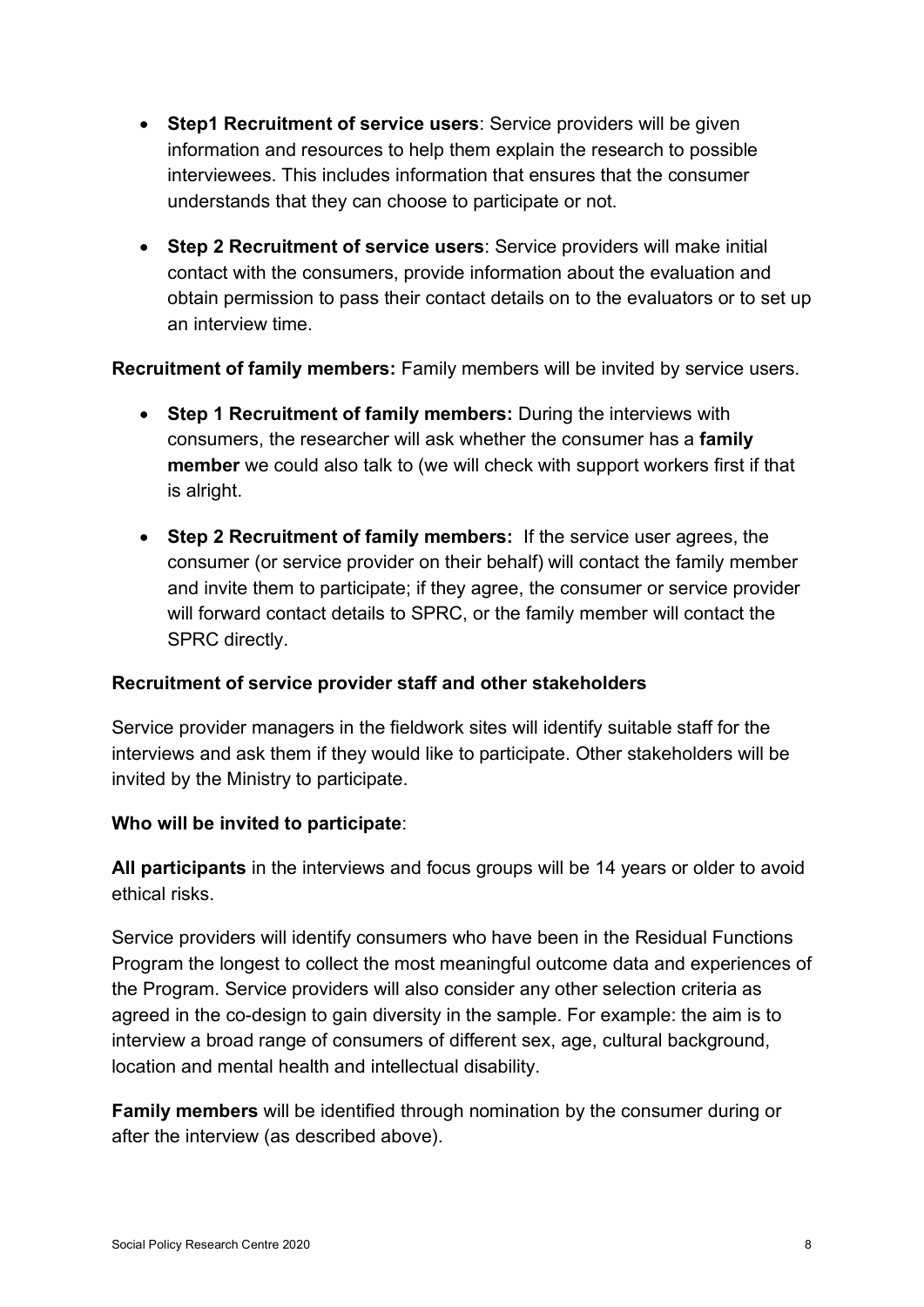- **Step1 Recruitment of service users**: Service providers will be given information and resources to help them explain the research to possible interviewees. This includes information that ensures that the consumer understands that they can choose to participate or not.
- **Step 2 Recruitment of service users**: Service providers will make initial contact with the consumers, provide information about the evaluation and obtain permission to pass their contact details on to the evaluators or to set up an interview time.

**Recruitment of family members:** Family members will be invited by service users.

- **Step 1 Recruitment of family members:** During the interviews with consumers, the researcher will ask whether the consumer has a **family member** we could also talk to (we will check with support workers first if that is alright.
- **Step 2 Recruitment of family members:** If the service user agrees, the consumer (or service provider on their behalf) will contact the family member and invite them to participate; if they agree, the consumer or service provider will forward contact details to SPRC, or the family member will contact the SPRC directly.

**Recruitment of service provider staff and other stakeholders**

Service provider managers in the fieldwork sites will identify suitable staff for the interviews and ask them if they would like to participate. Other stakeholders will be invited by the Ministry to participate.

**Who will be invited to participate**:

**All participants** in the interviews and focus groups will be 14 years or older to avoid ethical risks.

Service providers will identify consumers who have been in the Residual Functions Program the longest to collect the most meaningful outcome data and experiences of the Program. Service providers will also consider any other selection criteria as agreed in the co-design to gain diversity in the sample. For example: the aim is to interview a broad range of consumers of different sex, age, cultural background, location and mental health and intellectual disability.

**Family members** will be identified through nomination by the consumer during or after the interview (as described above).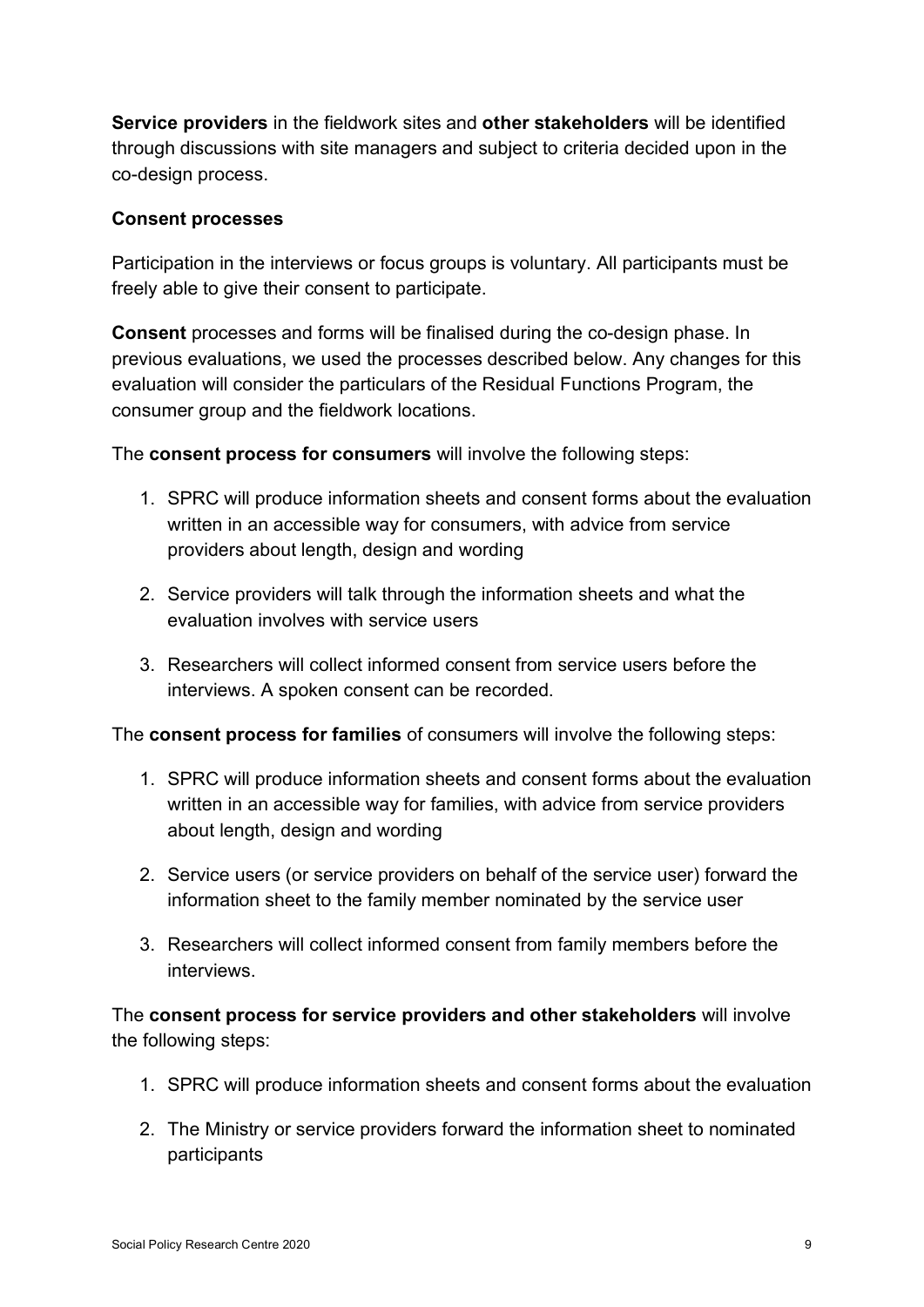**Service providers** in the fieldwork sites and **other stakeholders** will be identified through discussions with site managers and subject to criteria decided upon in the co-design process.

**Consent processes**

Participation in the interviews or focus groups is voluntary. All participants must be freely able to give their consent to participate.

**Consent** processes and forms will be finalised during the co-design phase. In previous evaluations, we used the processes described below. Any changes for this evaluation will consider the particulars of the Residual Functions Program, the consumer group and the fieldwork locations.

The **consent process for consumers** will involve the following steps:

1. SPRC will produce information sheets and consent forms about the evaluation written in an accessible way for consumers, with advice from service providers about length, design and wording
2. Service providers will talk through the information sheets and what the evaluation involves with service users
3. Researchers will collect informed consent from service users before the interviews. A spoken consent can be recorded.

The **consent process for families** of consumers will involve the following steps:

1. SPRC will produce information sheets and consent forms about the evaluation written in an accessible way for families, with advice from service providers about length, design and wording
2. Service users (or service providers on behalf of the service user) forward the information sheet to the family member nominated by the service user
3. Researchers will collect informed consent from family members before the interviews.

The **consent process for service providers and other stakeholders** will involve the following steps:

1. SPRC will produce information sheets and consent forms about the evaluation
2. The Ministry or service providers forward the information sheet to nominated participants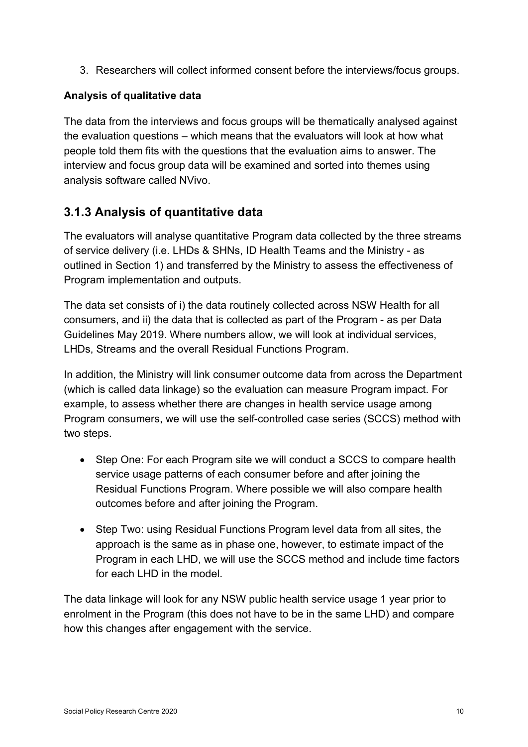3. Researchers will collect informed consent before the interviews/focus groups.

**Analysis of qualitative data**

The data from the interviews and focus groups will be thematically analysed against the evaluation questions – which means that the evaluators will look at how what people told them fits with the questions that the evaluation aims to answer. The interview and focus group data will be examined and sorted into themes using analysis software called NVivo.

### 3.1.3 Analysis of quantitative data

The evaluators will analyse quantitative Program data collected by the three streams of service delivery (i.e. LHDs & SHNs, ID Health Teams and the Ministry - as outlined in Section 1) and transferred by the Ministry to assess the effectiveness of Program implementation and outputs.

The data set consists of i) the data routinely collected across NSW Health for all consumers, and ii) the data that is collected as part of the Program - as per Data Guidelines May 2019. Where numbers allow, we will look at individual services, LHDs, Streams and the overall Residual Functions Program.

In addition, the Ministry will link consumer outcome data from across the Department (which is called data linkage) so the evaluation can measure Program impact. For example, to assess whether there are changes in health service usage among Program consumers, we will use the self-controlled case series (SCCS) method with two steps.

- Step One: For each Program site we will conduct a SCCS to compare health service usage patterns of each consumer before and after joining the Residual Functions Program. Where possible we will also compare health outcomes before and after joining the Program.
- Step Two: using Residual Functions Program level data from all sites, the approach is the same as in phase one, however, to estimate impact of the Program in each LHD, we will use the SCCS method and include time factors for each LHD in the model.

The data linkage will look for any NSW public health service usage 1 year prior to enrolment in the Program (this does not have to be in the same LHD) and compare how this changes after engagement with the service.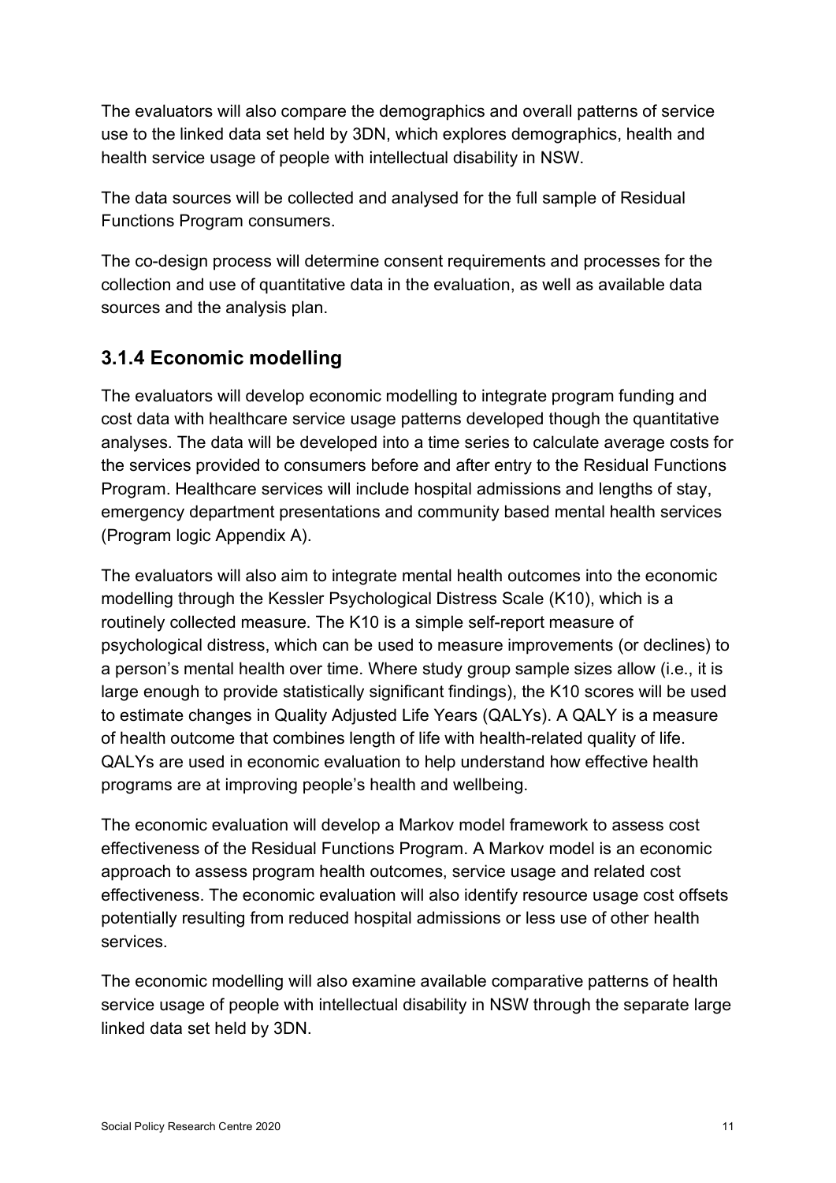The evaluators will also compare the demographics and overall patterns of service use to the linked data set held by 3DN, which explores demographics, health and health service usage of people with intellectual disability in NSW.

The data sources will be collected and analysed for the full sample of Residual Functions Program consumers.

The co-design process will determine consent requirements and processes for the collection and use of quantitative data in the evaluation, as well as available data sources and the analysis plan.

### 3.1.4 Economic modelling

The evaluators will develop economic modelling to integrate program funding and cost data with healthcare service usage patterns developed though the quantitative analyses. The data will be developed into a time series to calculate average costs for the services provided to consumers before and after entry to the Residual Functions Program. Healthcare services will include hospital admissions and lengths of stay, emergency department presentations and community based mental health services (Program logic Appendix A).

The evaluators will also aim to integrate mental health outcomes into the economic modelling through the Kessler Psychological Distress Scale (K10), which is a routinely collected measure. The K10 is a simple self-report measure of psychological distress, which can be used to measure improvements (or declines) to a person's mental health over time. Where study group sample sizes allow (i.e., it is large enough to provide statistically significant findings), the K10 scores will be used to estimate changes in Quality Adjusted Life Years (QALYs). A QALY is a measure of health outcome that combines length of life with health-related quality of life. QALYs are used in economic evaluation to help understand how effective health programs are at improving people's health and wellbeing.

The economic evaluation will develop a Markov model framework to assess cost effectiveness of the Residual Functions Program. A Markov model is an economic approach to assess program health outcomes, service usage and related cost effectiveness. The economic evaluation will also identify resource usage cost offsets potentially resulting from reduced hospital admissions or less use of other health services.

The economic modelling will also examine available comparative patterns of health service usage of people with intellectual disability in NSW through the separate large linked data set held by 3DN.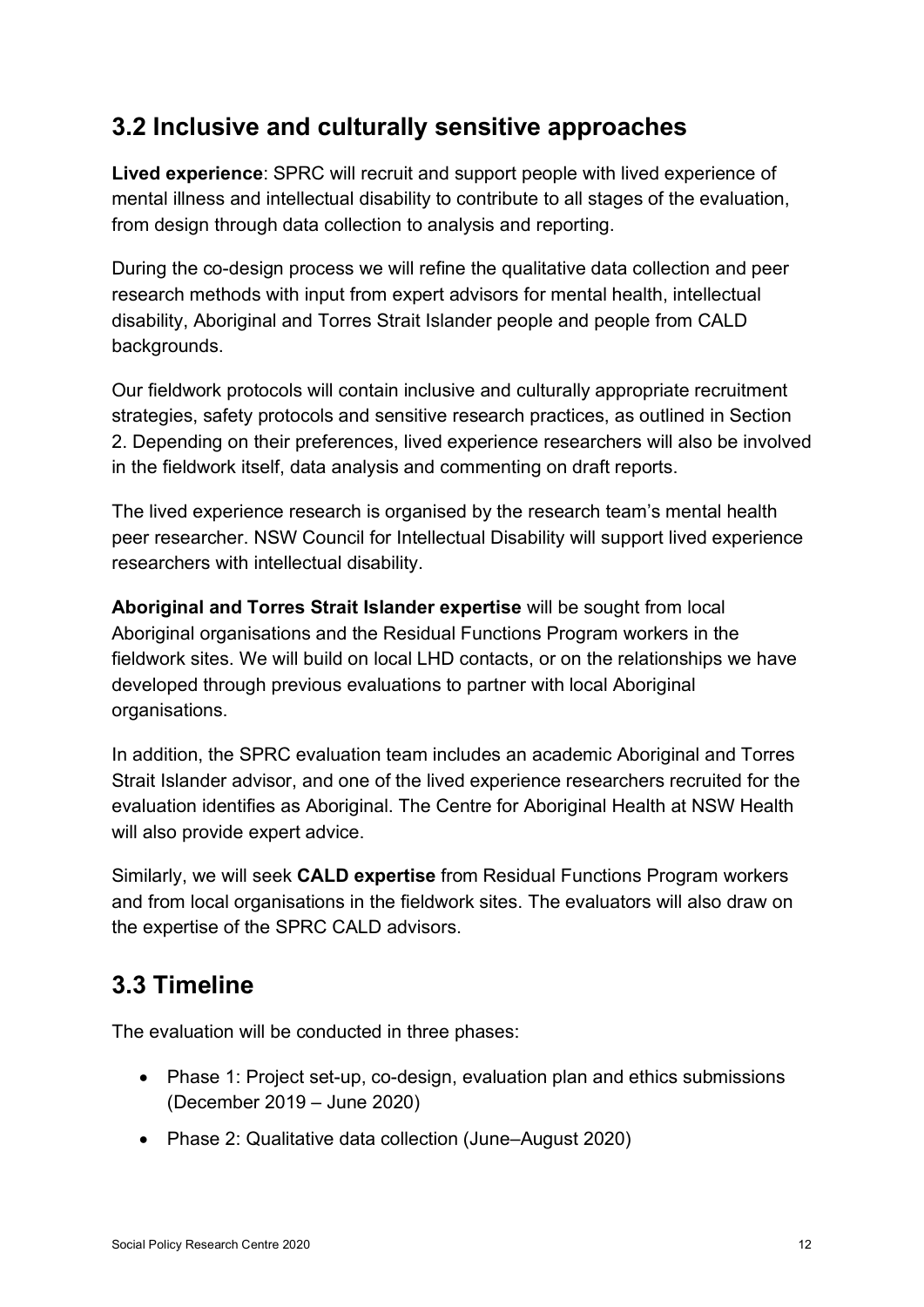## 3.2 Inclusive and culturally sensitive approaches

**Lived experience**: SPRC will recruit and support people with lived experience of mental illness and intellectual disability to contribute to all stages of the evaluation, from design through data collection to analysis and reporting.

During the co-design process we will refine the qualitative data collection and peer research methods with input from expert advisors for mental health, intellectual disability, Aboriginal and Torres Strait Islander people and people from CALD backgrounds.

Our fieldwork protocols will contain inclusive and culturally appropriate recruitment strategies, safety protocols and sensitive research practices, as outlined in Section 2. Depending on their preferences, lived experience researchers will also be involved in the fieldwork itself, data analysis and commenting on draft reports.

The lived experience research is organised by the research team's mental health peer researcher. NSW Council for Intellectual Disability will support lived experience researchers with intellectual disability.

**Aboriginal and Torres Strait Islander expertise** will be sought from local Aboriginal organisations and the Residual Functions Program workers in the fieldwork sites. We will build on local LHD contacts, or on the relationships we have developed through previous evaluations to partner with local Aboriginal organisations.

In addition, the SPRC evaluation team includes an academic Aboriginal and Torres Strait Islander advisor, and one of the lived experience researchers recruited for the evaluation identifies as Aboriginal. The Centre for Aboriginal Health at NSW Health will also provide expert advice.

Similarly, we will seek **CALD expertise** from Residual Functions Program workers and from local organisations in the fieldwork sites. The evaluators will also draw on the expertise of the SPRC CALD advisors.

## 3.3 Timeline

The evaluation will be conducted in three phases:

- Phase 1: Project set-up, co-design, evaluation plan and ethics submissions (December 2019 – June 2020)
- Phase 2: Qualitative data collection (June–August 2020)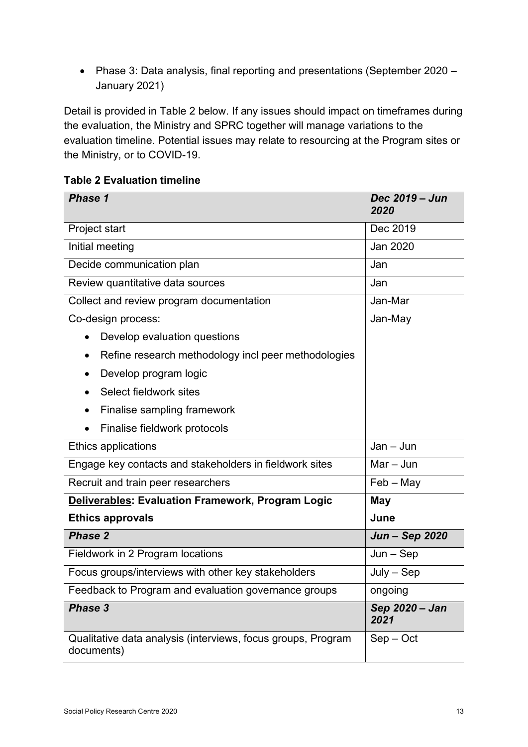- Phase 3: Data analysis, final reporting and presentations (September 2020 – January 2021)

Detail is provided in Table 2 below. If any issues should impact on timeframes during the evaluation, the Ministry and SPRC together will manage variations to the evaluation timeline. Potential issues may relate to resourcing at the Program sites or the Ministry, or to COVID-19.

**Table 2 Evaluation timeline**

| ***Phase 1*** | ***Dec 2019 – Jun 2020*** |
|---|---|
| Project start | Dec 2019 |
| Initial meeting | Jan 2020 |
| Decide communication plan | Jan |
| Review quantitative data sources | Jan |
| Collect and review program documentation | Jan-Mar |
| Co-design process:<br>• Develop evaluation questions<br>• Refine research methodology incl peer methodologies<br>• Develop program logic<br>• Select fieldwork sites<br>• Finalise sampling framework<br>• Finalise fieldwork protocols | Jan-May |
| Ethics applications | Jan – Jun |
| Engage key contacts and stakeholders in fieldwork sites | Mar – Jun |
| Recruit and train peer researchers | Feb – May |
| **Deliverables: Evaluation Framework, Program Logic** | **May** |
| **Ethics approvals** | **June** |
| ***Phase 2*** | ***Jun – Sep 2020*** |
| Fieldwork in 2 Program locations | Jun – Sep |
| Focus groups/interviews with other key stakeholders | July – Sep |
| Feedback to Program and evaluation governance groups | ongoing |
| ***Phase 3*** | ***Sep 2020 – Jan 2021*** |
| Qualitative data analysis (interviews, focus groups, Program documents) | Sep – Oct |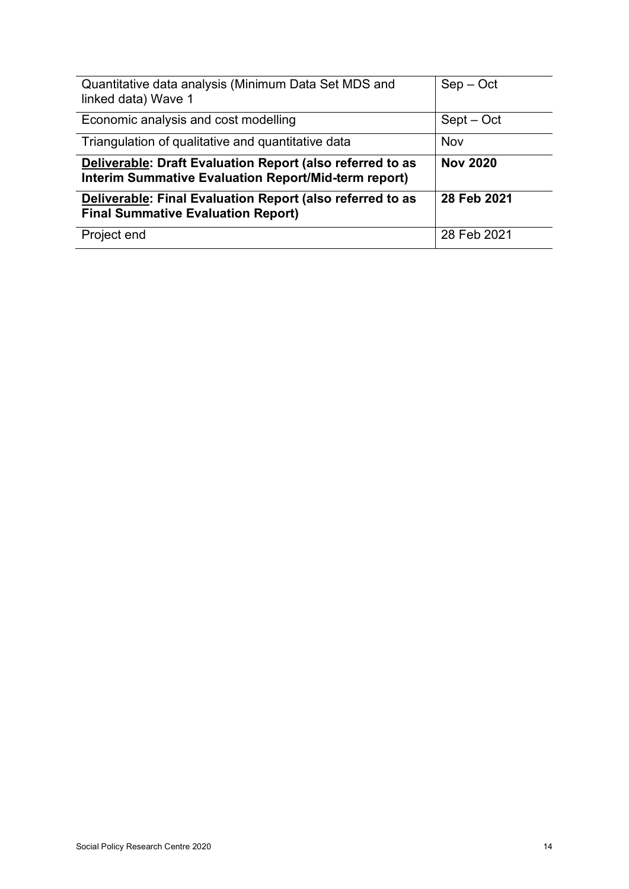| | |
|---|---|
| Quantitative data analysis (Minimum Data Set MDS and linked data) Wave 1 | Sep – Oct |
| Economic analysis and cost modelling | Sept – Oct |
| Triangulation of qualitative and quantitative data | Nov |
| **<u>Deliverable</u>: Draft Evaluation Report (also referred to as Interim Summative Evaluation Report/Mid-term report)** | **Nov 2020** |
| **<u>Deliverable</u>: Final Evaluation Report (also referred to as Final Summative Evaluation Report)** | **28 Feb 2021** |
| Project end | 28 Feb 2021 |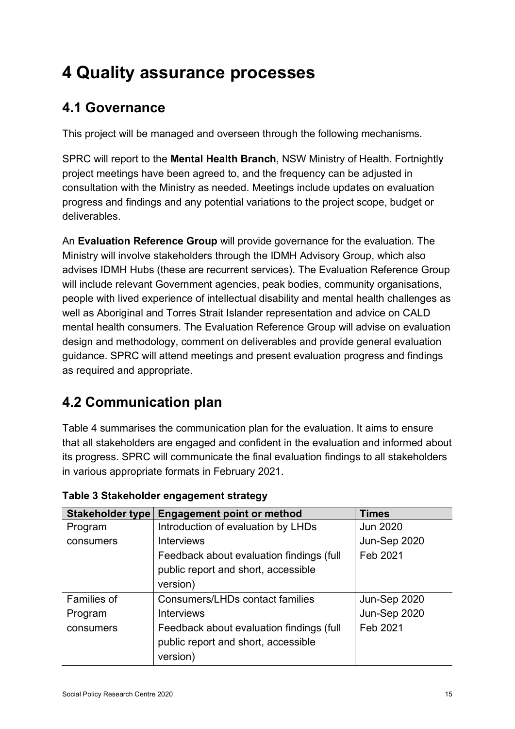# 4 Quality assurance processes

## 4.1 Governance

This project will be managed and overseen through the following mechanisms.

SPRC will report to the **Mental Health Branch**, NSW Ministry of Health. Fortnightly project meetings have been agreed to, and the frequency can be adjusted in consultation with the Ministry as needed. Meetings include updates on evaluation progress and findings and any potential variations to the project scope, budget or deliverables.

An **Evaluation Reference Group** will provide governance for the evaluation. The Ministry will involve stakeholders through the IDMH Advisory Group, which also advises IDMH Hubs (these are recurrent services). The Evaluation Reference Group will include relevant Government agencies, peak bodies, community organisations, people with lived experience of intellectual disability and mental health challenges as well as Aboriginal and Torres Strait Islander representation and advice on CALD mental health consumers. The Evaluation Reference Group will advise on evaluation design and methodology, comment on deliverables and provide general evaluation guidance. SPRC will attend meetings and present evaluation progress and findings as required and appropriate.

## 4.2 Communication plan

Table 4 summarises the communication plan for the evaluation. It aims to ensure that all stakeholders are engaged and confident in the evaluation and informed about its progress. SPRC will communicate the final evaluation findings to all stakeholders in various appropriate formats in February 2021.

**Table 3 Stakeholder engagement strategy**

| Stakeholder type | Engagement point or method | Times |
|---|---|---|
| Program consumers | Introduction of evaluation by LHDs<br>Interviews<br>Feedback about evaluation findings (full public report and short, accessible version) | Jun 2020<br>Jun-Sep 2020<br>Feb 2021 |
| Families of Program consumers | Consumers/LHDs contact families<br>Interviews<br>Feedback about evaluation findings (full public report and short, accessible version) | Jun-Sep 2020<br>Jun-Sep 2020<br>Feb 2021 |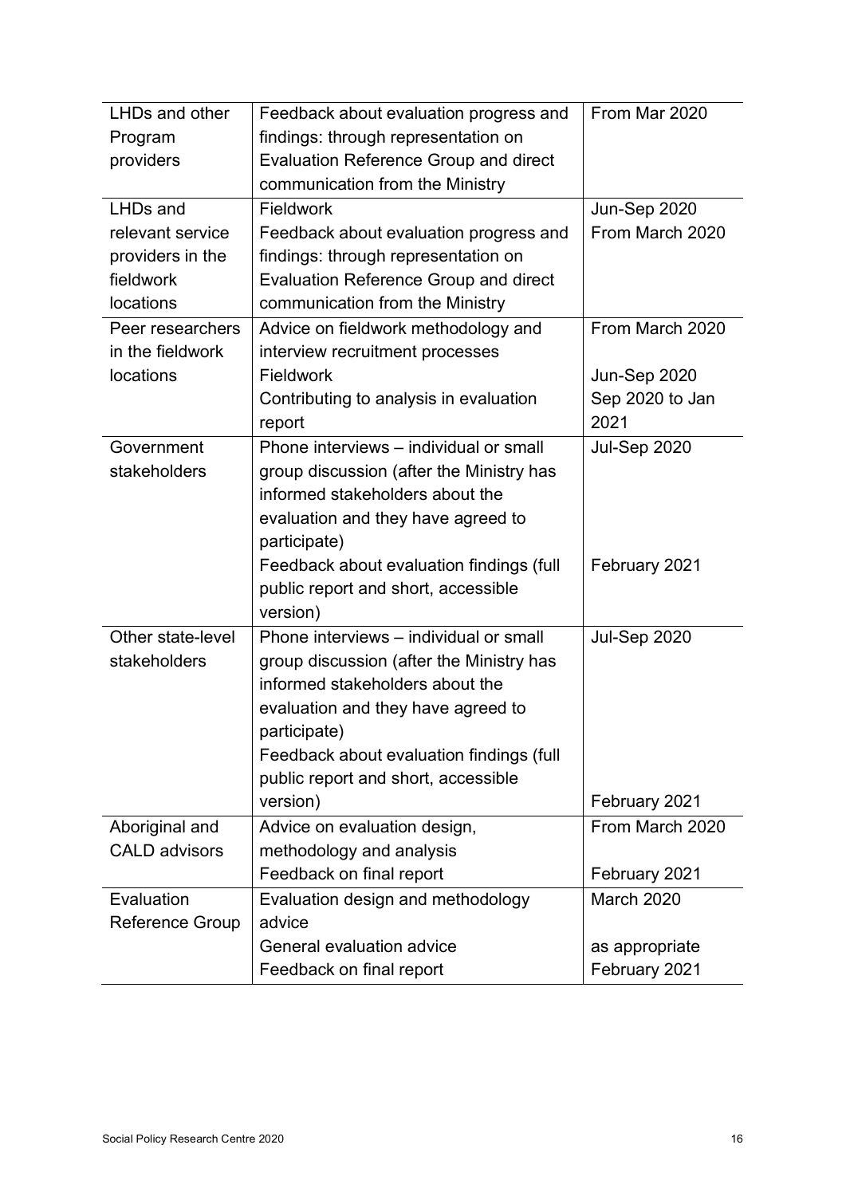| | | |
|---|---|---|
| LHDs and other Program providers | Feedback about evaluation progress and findings: through representation on Evaluation Reference Group and direct communication from the Ministry | From Mar 2020 |
| LHDs and relevant service providers in the fieldwork locations | Fieldwork<br>Feedback about evaluation progress and findings: through representation on Evaluation Reference Group and direct communication from the Ministry | Jun-Sep 2020<br>From March 2020 |
| Peer researchers in the fieldwork locations | Advice on fieldwork methodology and interview recruitment processes<br>Fieldwork<br>Contributing to analysis in evaluation report | From March 2020<br><br>Jun-Sep 2020<br>Sep 2020 to Jan 2021 |
| Government stakeholders | Phone interviews – individual or small group discussion (after the Ministry has informed stakeholders about the evaluation and they have agreed to participate)<br>Feedback about evaluation findings (full public report and short, accessible version) | Jul-Sep 2020<br><br><br><br>February 2021 |
| Other state-level stakeholders | Phone interviews – individual or small group discussion (after the Ministry has informed stakeholders about the evaluation and they have agreed to participate)<br>Feedback about evaluation findings (full public report and short, accessible version) | Jul-Sep 2020<br><br><br><br>February 2021 |
| Aboriginal and CALD advisors | Advice on evaluation design, methodology and analysis<br>Feedback on final report | From March 2020<br><br>February 2021 |
| Evaluation Reference Group | Evaluation design and methodology advice<br>General evaluation advice<br>Feedback on final report | March 2020<br><br>as appropriate<br>February 2021 |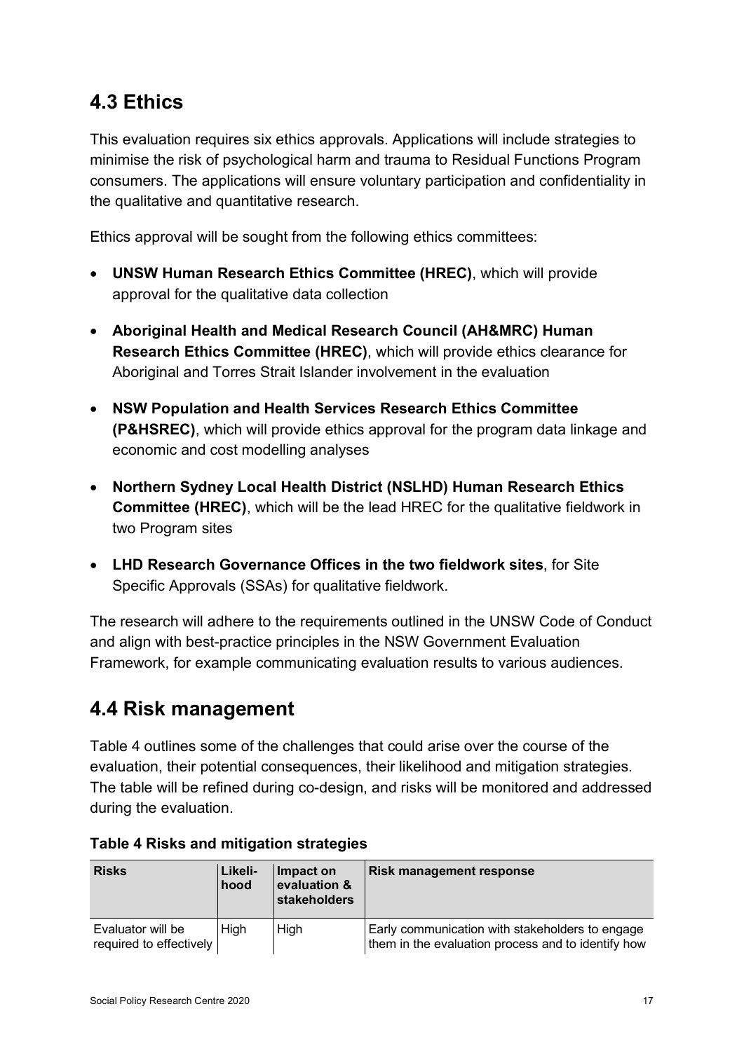## 4.3 Ethics

This evaluation requires six ethics approvals. Applications will include strategies to minimise the risk of psychological harm and trauma to Residual Functions Program consumers. The applications will ensure voluntary participation and confidentiality in the qualitative and quantitative research.

Ethics approval will be sought from the following ethics committees:

- **UNSW Human Research Ethics Committee (HREC)**, which will provide approval for the qualitative data collection
- **Aboriginal Health and Medical Research Council (AH&MRC) Human Research Ethics Committee (HREC)**, which will provide ethics clearance for Aboriginal and Torres Strait Islander involvement in the evaluation
- **NSW Population and Health Services Research Ethics Committee (P&HSREC)**, which will provide ethics approval for the program data linkage and economic and cost modelling analyses
- **Northern Sydney Local Health District (NSLHD) Human Research Ethics Committee (HREC)**, which will be the lead HREC for the qualitative fieldwork in two Program sites
- **LHD Research Governance Offices in the two fieldwork sites**, for Site Specific Approvals (SSAs) for qualitative fieldwork.

The research will adhere to the requirements outlined in the UNSW Code of Conduct and align with best-practice principles in the NSW Government Evaluation Framework, for example communicating evaluation results to various audiences.

## 4.4 Risk management

Table 4 outlines some of the challenges that could arise over the course of the evaluation, their potential consequences, their likelihood and mitigation strategies. The table will be refined during co-design, and risks will be monitored and addressed during the evaluation.

**Table 4 Risks and mitigation strategies**

| Risks | Likeli-hood | Impact on evaluation & stakeholders | Risk management response |
|---|---|---|---|
| Evaluator will be required to effectively | High | High | Early communication with stakeholders to engage them in the evaluation process and to identify how |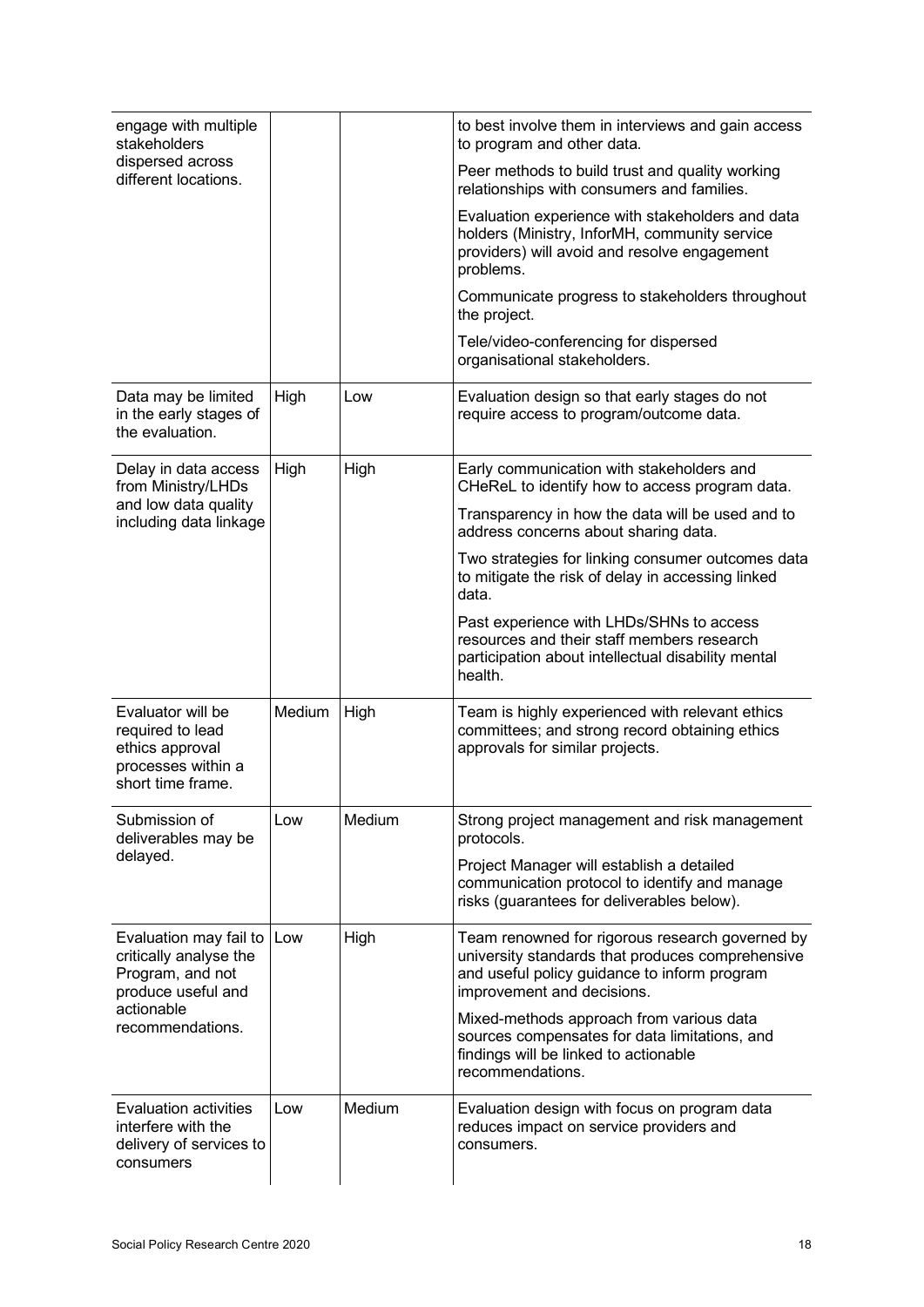| | | | |
|---|---|---|---|
| engage with multiple stakeholders dispersed across different locations. | | | to best involve them in interviews and gain access to program and other data.<br><br>Peer methods to build trust and quality working relationships with consumers and families.<br><br>Evaluation experience with stakeholders and data holders (Ministry, InforMH, community service providers) will avoid and resolve engagement problems.<br><br>Communicate progress to stakeholders throughout the project.<br><br>Tele/video-conferencing for dispersed organisational stakeholders. |
| Data may be limited in the early stages of the evaluation. | High | Low | Evaluation design so that early stages do not require access to program/outcome data. |
| Delay in data access from Ministry/LHDs and low data quality including data linkage | High | High | Early communication with stakeholders and CHeReL to identify how to access program data.<br><br>Transparency in how the data will be used and to address concerns about sharing data.<br><br>Two strategies for linking consumer outcomes data to mitigate the risk of delay in accessing linked data.<br><br>Past experience with LHDs/SHNs to access resources and their staff members research participation about intellectual disability mental health. |
| Evaluator will be required to lead ethics approval processes within a short time frame. | Medium | High | Team is highly experienced with relevant ethics committees; and strong record obtaining ethics approvals for similar projects. |
| Submission of deliverables may be delayed. | Low | Medium | Strong project management and risk management protocols.<br><br>Project Manager will establish a detailed communication protocol to identify and manage risks (guarantees for deliverables below). |
| Evaluation may fail to critically analyse the Program, and not produce useful and actionable recommendations. | Low | High | Team renowned for rigorous research governed by university standards that produces comprehensive and useful policy guidance to inform program improvement and decisions.<br><br>Mixed-methods approach from various data sources compensates for data limitations, and findings will be linked to actionable recommendations. |
| Evaluation activities interfere with the delivery of services to consumers | Low | Medium | Evaluation design with focus on program data reduces impact on service providers and consumers. |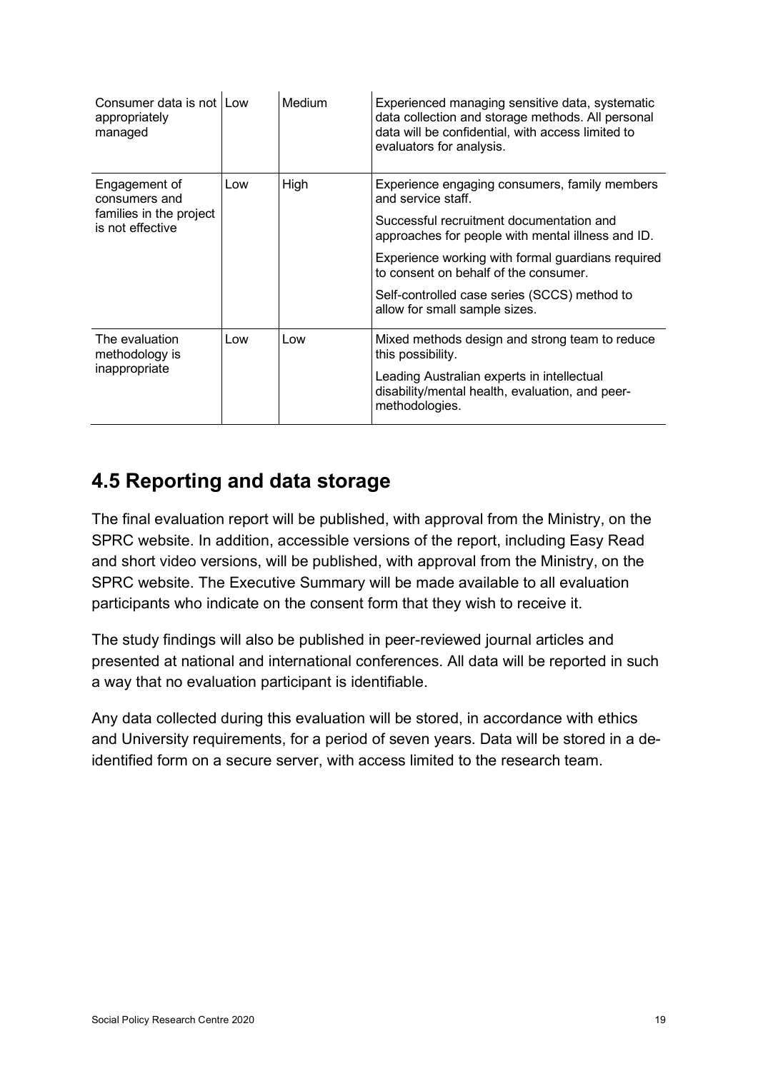| Consumer data is not appropriately managed | Low | Medium | Experienced managing sensitive data, systematic data collection and storage methods. All personal data will be confidential, with access limited to evaluators for analysis. |
|---|---|---|---|
| Engagement of consumers and families in the project is not effective | Low | High | Experience engaging consumers, family members and service staff.<br><br>Successful recruitment documentation and approaches for people with mental illness and ID.<br><br>Experience working with formal guardians required to consent on behalf of the consumer.<br><br>Self-controlled case series (SCCS) method to allow for small sample sizes. |
| The evaluation methodology is inappropriate | Low | Low | Mixed methods design and strong team to reduce this possibility.<br><br>Leading Australian experts in intellectual disability/mental health, evaluation, and peer-methodologies. |

## 4.5 Reporting and data storage

The final evaluation report will be published, with approval from the Ministry, on the SPRC website. In addition, accessible versions of the report, including Easy Read and short video versions, will be published, with approval from the Ministry, on the SPRC website. The Executive Summary will be made available to all evaluation participants who indicate on the consent form that they wish to receive it.

The study findings will also be published in peer-reviewed journal articles and presented at national and international conferences. All data will be reported in such a way that no evaluation participant is identifiable.

Any data collected during this evaluation will be stored, in accordance with ethics and University requirements, for a period of seven years. Data will be stored in a de-identified form on a secure server, with access limited to the research team.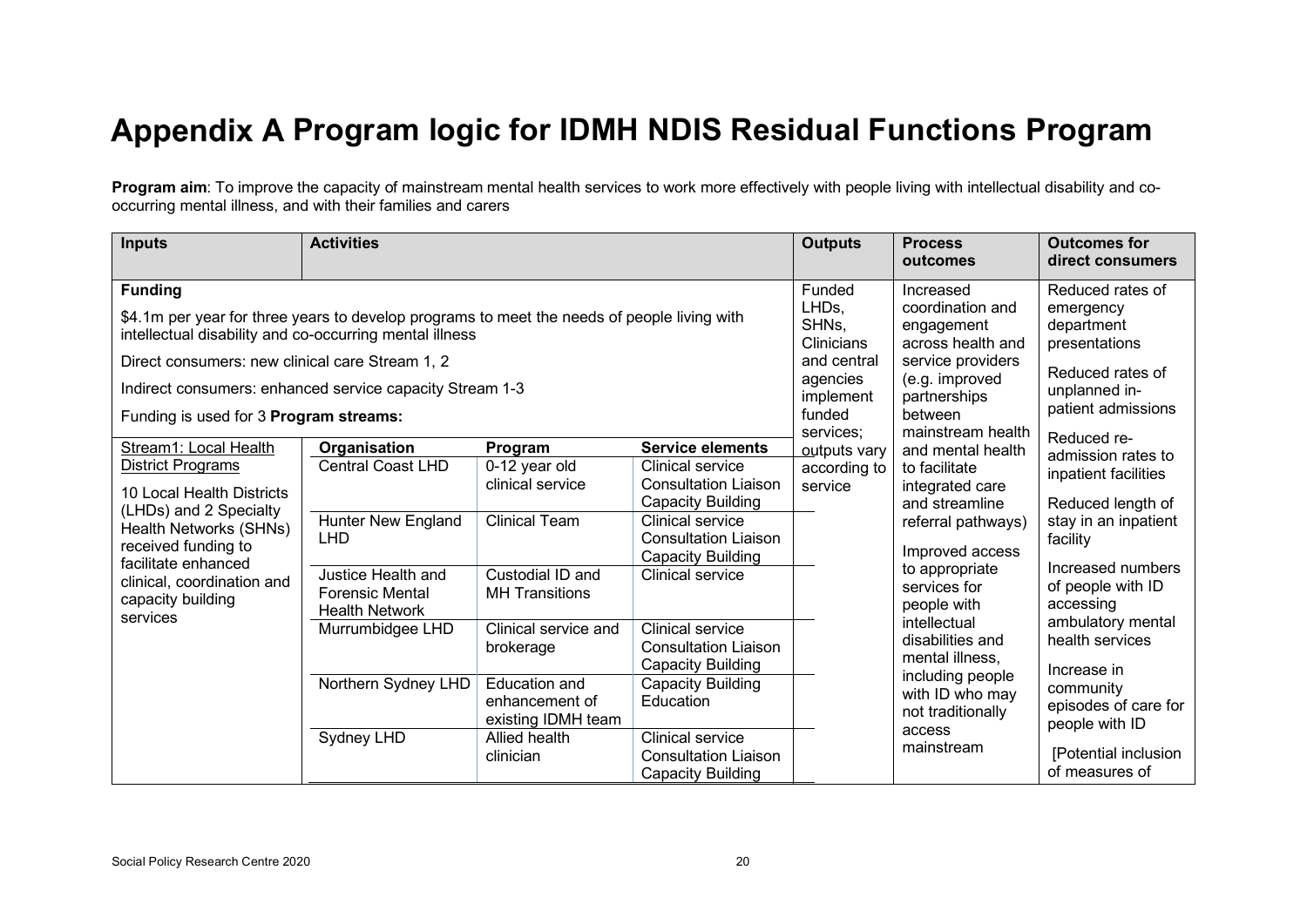# Appendix A Program logic for IDMH NDIS Residual Functions Program

**Program aim**: To improve the capacity of mainstream mental health services to work more effectively with people living with intellectual disability and co-occurring mental illness, and with their families and carers

| Inputs | Activities | | | Outputs | Process outcomes | Outcomes for direct consumers |
|---|---|---|---|---|---|---|
| **Funding**<br><br>$4.1m per year for three years to develop programs to meet the needs of people living with intellectual disability and co-occurring mental illness<br><br>Direct consumers: new clinical care Stream 1, 2<br><br>Indirect consumers: enhanced service capacity Stream 1-3<br><br>Funding is used for 3 **Program streams:** | | | | Funded LHDs, SHNs, Clinicians and central agencies implement funded services; outputs vary according to service | Increased coordination and engagement across health and service providers (e.g. improved partnerships between mainstream health and mental health to facilitate integrated care and streamline referral pathways)<br><br>Improved access to appropriate services for people with intellectual disabilities and mental illness, including people with ID who may not traditionally access mainstream | Reduced rates of emergency department presentations<br><br>Reduced rates of unplanned in-patient admissions<br><br>Reduced re-admission rates to inpatient facilities<br><br>Reduced length of stay in an inpatient facility<br><br>Increased numbers of people with ID accessing ambulatory mental health services<br><br>Increase in community episodes of care for people with ID<br><br>[Potential inclusion of measures of |
| Stream1: Local Health District Programs<br><br>10 Local Health Districts (LHDs) and 2 Specialty Health Networks (SHNs) received funding to facilitate enhanced clinical, coordination and capacity building services | **Organisation** | **Program** | **Service elements** | | | |
| | Central Coast LHD | 0-12 year old clinical service | Clinical service<br>Consultation Liaison<br>Capacity Building | | | |
| | Hunter New England LHD | Clinical Team | Clinical service<br>Consultation Liaison<br>Capacity Building | | | |
| | Justice Health and Forensic Mental Health Network | Custodial ID and MH Transitions | Clinical service | | | |
| | Murrumbidgee LHD | Clinical service and brokerage | Clinical service<br>Consultation Liaison<br>Capacity Building | | | |
| | Northern Sydney LHD | Education and enhancement of existing IDMH team | Capacity Building<br>Education | | | |
| | Sydney LHD | Allied health clinician | Clinical service<br>Consultation Liaison<br>Capacity Building | | | |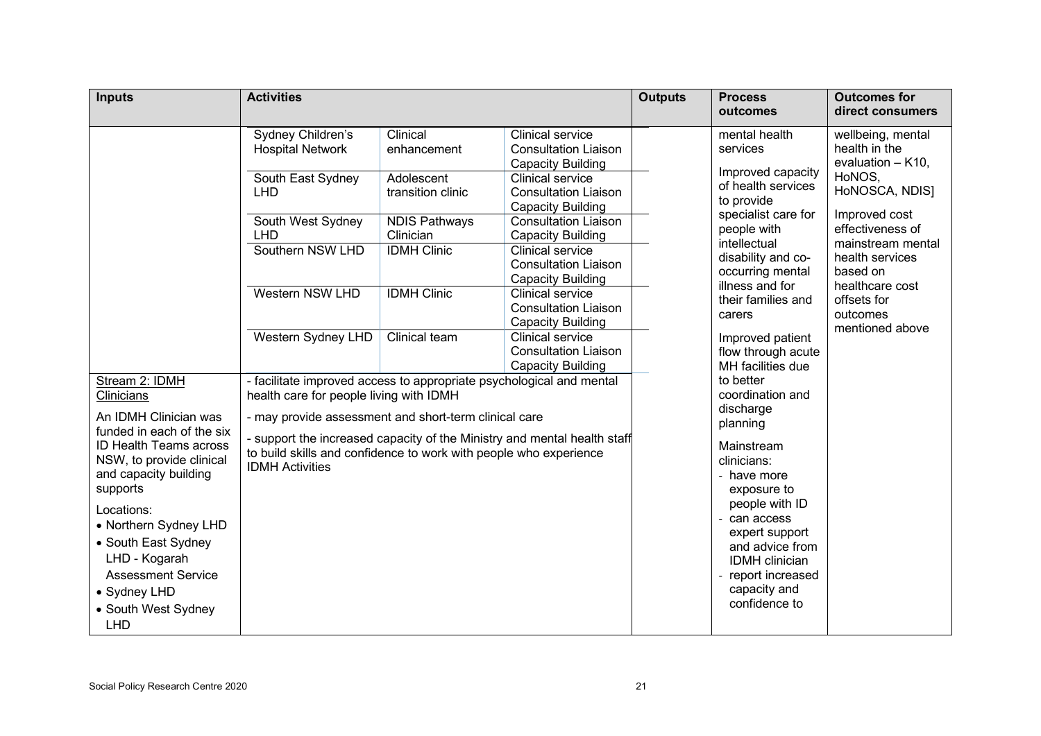| Inputs | Activities | | | Outputs | Process outcomes | Outcomes for direct consumers |
|---|---|---|---|---|---|---|
| | Sydney Children's Hospital Network | Clinical enhancement | Clinical service<br>Consultation Liaison<br>Capacity Building | | mental health services<br><br>Improved capacity of health services to provide specialist care for people with intellectual disability and co-occurring mental illness and for their families and carers<br><br>Improved patient flow through acute MH facilities due to better coordination and discharge planning<br><br>Mainstream clinicians:<br>- have more exposure to people with ID<br>- can access expert support and advice from IDMH clinician<br>- report increased capacity and confidence to | wellbeing, mental health in the evaluation – K10, HoNOS, HoNOSCA, NDIS]<br><br>Improved cost effectiveness of mainstream mental health services based on healthcare cost offsets for outcomes mentioned above |
| | South East Sydney LHD | Adolescent transition clinic | Clinical service<br>Consultation Liaison<br>Capacity Building | | | |
| | South West Sydney LHD | NDIS Pathways Clinician | Consultation Liaison<br>Capacity Building | | | |
| | Southern NSW LHD | IDMH Clinic | Clinical service<br>Consultation Liaison<br>Capacity Building | | | |
| | Western NSW LHD | IDMH Clinic | Clinical service<br>Consultation Liaison<br>Capacity Building | | | |
| | Western Sydney LHD | Clinical team | Clinical service<br>Consultation Liaison<br>Capacity Building | | | |
| Stream 2: IDMH Clinicians<br><br>An IDMH Clinician was funded in each of the six ID Health Teams across NSW, to provide clinical and capacity building supports<br><br>Locations:<br>• Northern Sydney LHD<br>• South East Sydney LHD - Kogarah Assessment Service<br>• Sydney LHD<br>• South West Sydney LHD | - facilitate improved access to appropriate psychological and mental health care for people living with IDMH<br><br>- may provide assessment and short-term clinical care<br><br>- support the increased capacity of the Ministry and mental health staff to build skills and confidence to work with people who experience IDMH Activities | | | | | |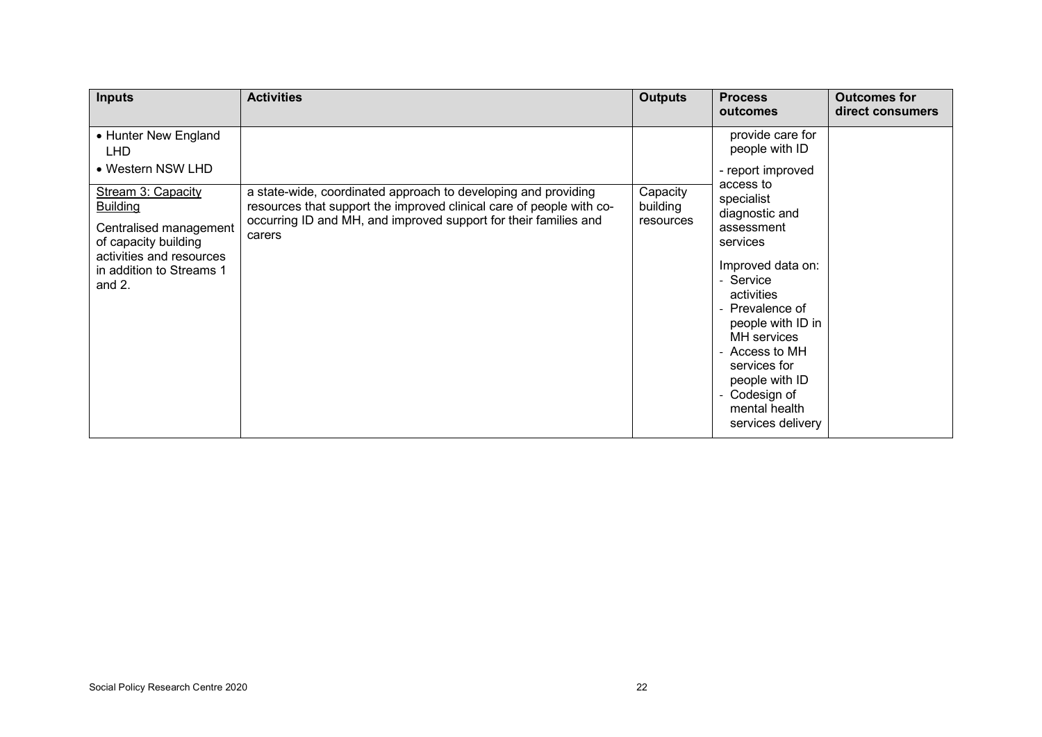| Inputs | Activities | Outputs | Process outcomes | Outcomes for direct consumers |
|---|---|---|---|---|
| • Hunter New England LHD<br>• Western NSW LHD | | | provide care for people with ID<br>- report improved access to specialist diagnostic and assessment services | |
| <u>Stream 3: Capacity Building</u><br>Centralised management of capacity building activities and resources in addition to Streams 1 and 2. | a state-wide, coordinated approach to developing and providing resources that support the improved clinical care of people with co-occurring ID and MH, and improved support for their families and carers | Capacity building resources | Improved data on:<br>- Service activities<br>- Prevalence of people with ID in MH services<br>- Access to MH services for people with ID<br>- Codesign of mental health services delivery | |